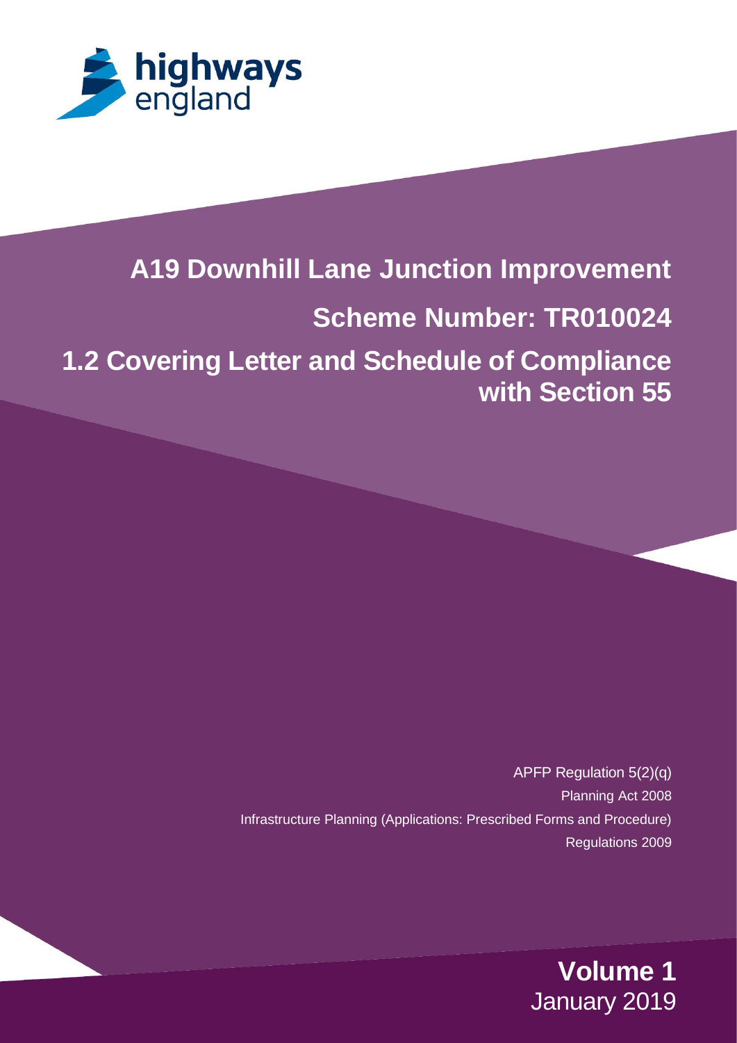highways england

# A19 Downhill Lane Junction Improvement

## Scheme Number: TR010024

## 1.2 Covering Letter and Schedule of Compliance with Section 55

APFP Regulation 5(2)(q)

Planning Act 2008

Infrastructure Planning (Applications: Prescribed Forms and Procedure) Regulations 2009

**Volume 1**

January 2019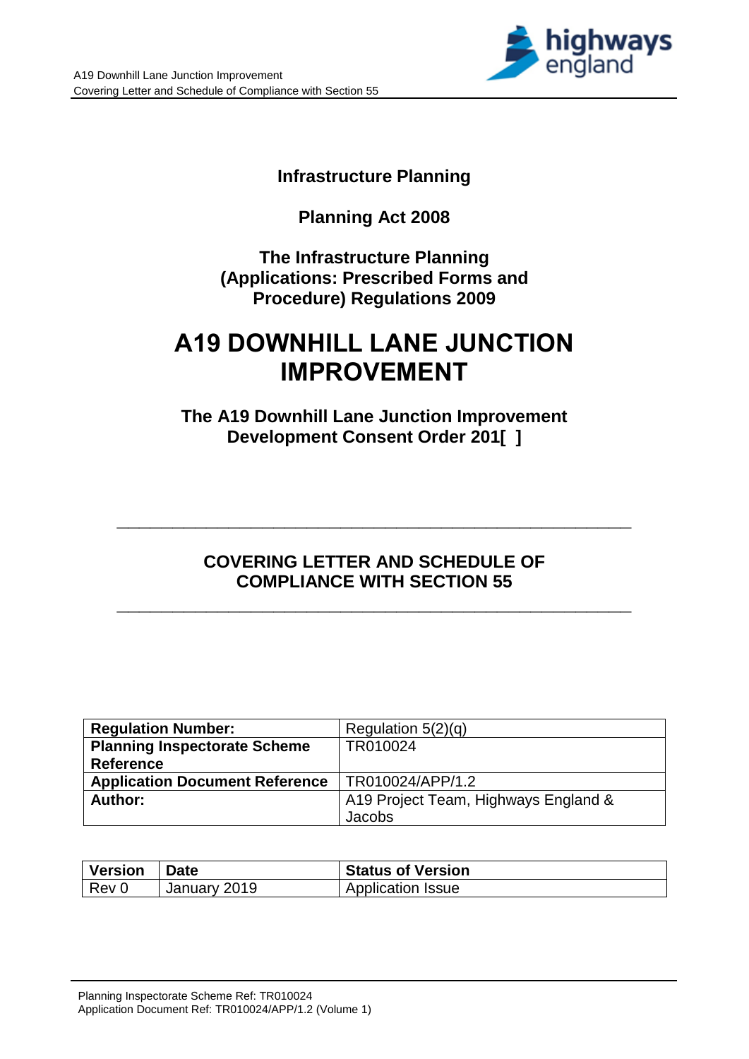**Infrastructure Planning**

**Planning Act 2008**

**The Infrastructure Planning (Applications: Prescribed Forms and Procedure) Regulations 2009**

# A19 DOWNHILL LANE JUNCTION IMPROVEMENT

**The A19 Downhill Lane Junction Improvement Development Consent Order 201[ ]**

---

## COVERING LETTER AND SCHEDULE OF COMPLIANCE WITH SECTION 55

---

| **Regulation Number:** | Regulation 5(2)(q) |
|---|---|
| **Planning Inspectorate Scheme Reference** | TR010024 |
| **Application Document Reference** | TR010024/APP/1.2 |
| **Author:** | A19 Project Team, Highways England & Jacobs |

| Version | Date | Status of Version |
|---|---|---|
| Rev 0 | January 2019 | Application Issue |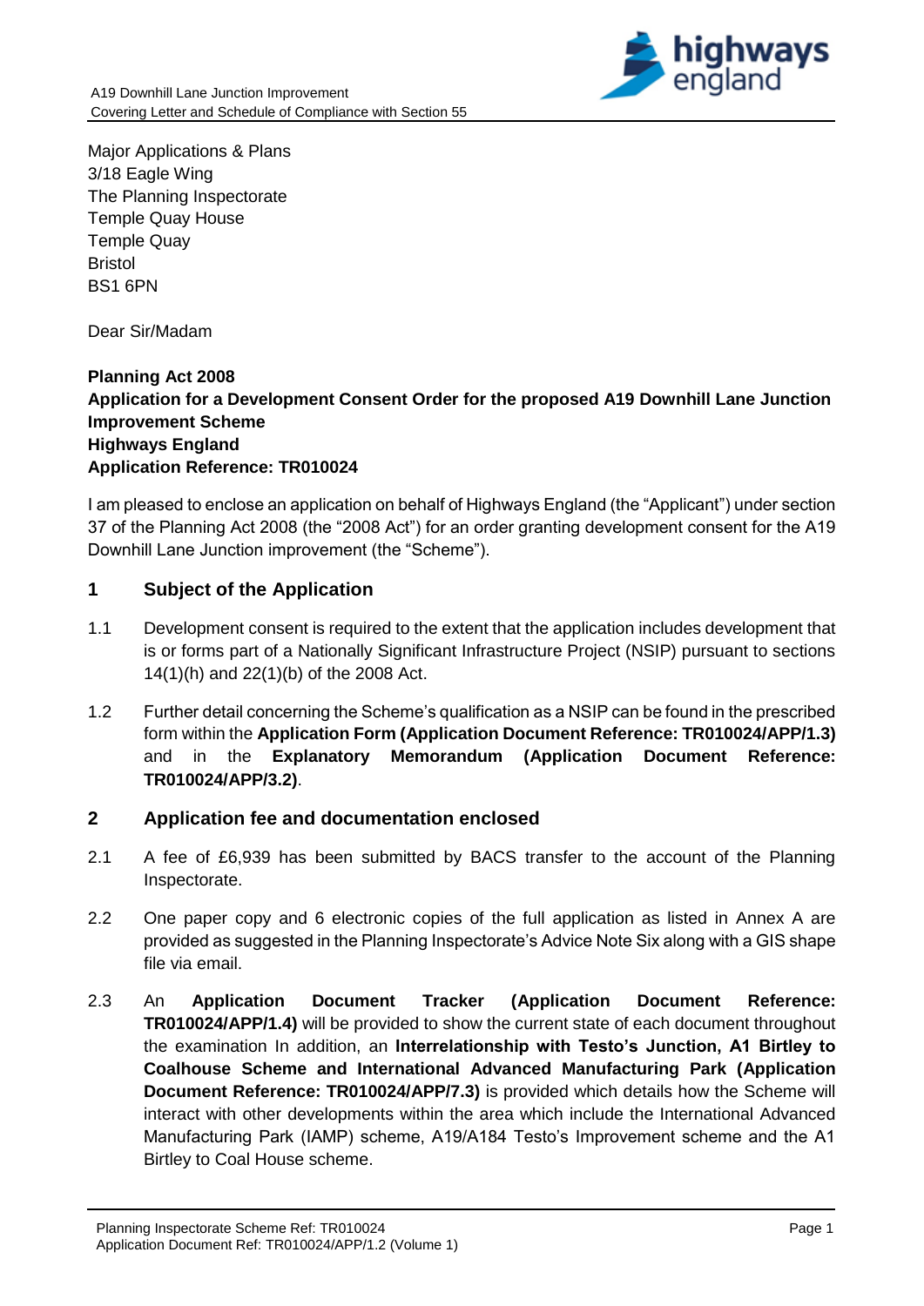Major Applications & Plans
3/18 Eagle Wing
The Planning Inspectorate
Temple Quay House
Temple Quay
Bristol
BS1 6PN

Dear Sir/Madam

**Planning Act 2008**
**Application for a Development Consent Order for the proposed A19 Downhill Lane Junction Improvement Scheme**
**Highways England**
**Application Reference: TR010024**

I am pleased to enclose an application on behalf of Highways England (the "Applicant") under section 37 of the Planning Act 2008 (the "2008 Act") for an order granting development consent for the A19 Downhill Lane Junction improvement (the "Scheme").

## 1 Subject of the Application

1.1 Development consent is required to the extent that the application includes development that is or forms part of a Nationally Significant Infrastructure Project (NSIP) pursuant to sections 14(1)(h) and 22(1)(b) of the 2008 Act.

1.2 Further detail concerning the Scheme's qualification as a NSIP can be found in the prescribed form within the **Application Form (Application Document Reference: TR010024/APP/1.3)** and in the **Explanatory Memorandum (Application Document Reference: TR010024/APP/3.2)**.

## 2 Application fee and documentation enclosed

2.1 A fee of £6,939 has been submitted by BACS transfer to the account of the Planning Inspectorate.

2.2 One paper copy and 6 electronic copies of the full application as listed in Annex A are provided as suggested in the Planning Inspectorate's Advice Note Six along with a GIS shape file via email.

2.3 An **Application Document Tracker (Application Document Reference: TR010024/APP/1.4)** will be provided to show the current state of each document throughout the examination In addition, an **Interrelationship with Testo's Junction, A1 Birtley to Coalhouse Scheme and International Advanced Manufacturing Park (Application Document Reference: TR010024/APP/7.3)** is provided which details how the Scheme will interact with other developments within the area which include the International Advanced Manufacturing Park (IAMP) scheme, A19/A184 Testo's Improvement scheme and the A1 Birtley to Coal House scheme.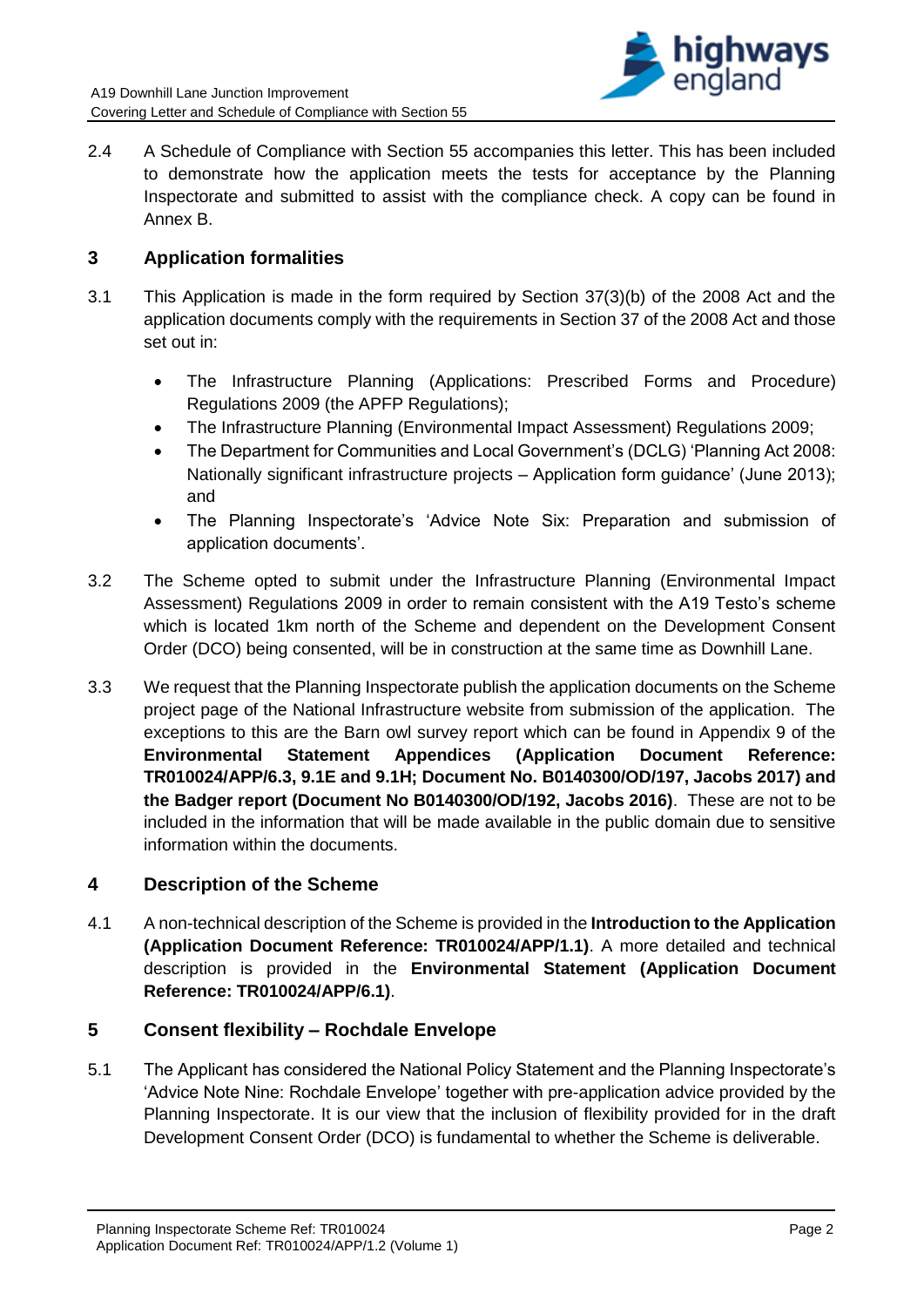2.4 A Schedule of Compliance with Section 55 accompanies this letter. This has been included to demonstrate how the application meets the tests for acceptance by the Planning Inspectorate and submitted to assist with the compliance check. A copy can be found in Annex B.

## 3 Application formalities

3.1 This Application is made in the form required by Section 37(3)(b) of the 2008 Act and the application documents comply with the requirements in Section 37 of the 2008 Act and those set out in:

- The Infrastructure Planning (Applications: Prescribed Forms and Procedure) Regulations 2009 (the APFP Regulations);
- The Infrastructure Planning (Environmental Impact Assessment) Regulations 2009;
- The Department for Communities and Local Government's (DCLG) 'Planning Act 2008: Nationally significant infrastructure projects – Application form guidance' (June 2013); and
- The Planning Inspectorate's 'Advice Note Six: Preparation and submission of application documents'.

3.2 The Scheme opted to submit under the Infrastructure Planning (Environmental Impact Assessment) Regulations 2009 in order to remain consistent with the A19 Testo's scheme which is located 1km north of the Scheme and dependent on the Development Consent Order (DCO) being consented, will be in construction at the same time as Downhill Lane.

3.3 We request that the Planning Inspectorate publish the application documents on the Scheme project page of the National Infrastructure website from submission of the application. The exceptions to this are the Barn owl survey report which can be found in Appendix 9 of the **Environmental Statement Appendices (Application Document Reference: TR010024/APP/6.3, 9.1E and 9.1H; Document No. B0140300/OD/197, Jacobs 2017) and the Badger report (Document No B0140300/OD/192, Jacobs 2016)**. These are not to be included in the information that will be made available in the public domain due to sensitive information within the documents.

## 4 Description of the Scheme

4.1 A non-technical description of the Scheme is provided in the **Introduction to the Application (Application Document Reference: TR010024/APP/1.1)**. A more detailed and technical description is provided in the **Environmental Statement (Application Document Reference: TR010024/APP/6.1)**.

## 5 Consent flexibility – Rochdale Envelope

5.1 The Applicant has considered the National Policy Statement and the Planning Inspectorate's 'Advice Note Nine: Rochdale Envelope' together with pre-application advice provided by the Planning Inspectorate. It is our view that the inclusion of flexibility provided for in the draft Development Consent Order (DCO) is fundamental to whether the Scheme is deliverable.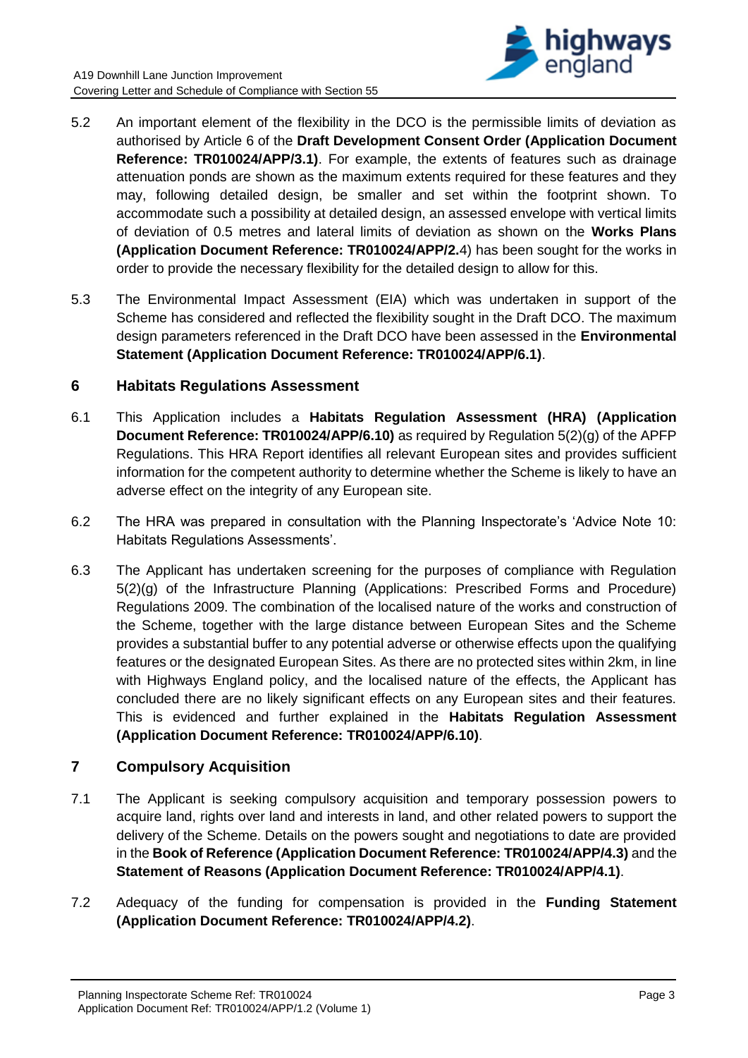5.2 An important element of the flexibility in the DCO is the permissible limits of deviation as authorised by Article 6 of the **Draft Development Consent Order (Application Document Reference: TR010024/APP/3.1)**. For example, the extents of features such as drainage attenuation ponds are shown as the maximum extents required for these features and they may, following detailed design, be smaller and set within the footprint shown. To accommodate such a possibility at detailed design, an assessed envelope with vertical limits of deviation of 0.5 metres and lateral limits of deviation as shown on the **Works Plans (Application Document Reference: TR010024/APP/2.**4) has been sought for the works in order to provide the necessary flexibility for the detailed design to allow for this.

5.3 The Environmental Impact Assessment (EIA) which was undertaken in support of the Scheme has considered and reflected the flexibility sought in the Draft DCO. The maximum design parameters referenced in the Draft DCO have been assessed in the **Environmental Statement (Application Document Reference: TR010024/APP/6.1)**.

## 6 Habitats Regulations Assessment

6.1 This Application includes a **Habitats Regulation Assessment (HRA) (Application Document Reference: TR010024/APP/6.10)** as required by Regulation 5(2)(g) of the APFP Regulations. This HRA Report identifies all relevant European sites and provides sufficient information for the competent authority to determine whether the Scheme is likely to have an adverse effect on the integrity of any European site.

6.2 The HRA was prepared in consultation with the Planning Inspectorate's 'Advice Note 10: Habitats Regulations Assessments'.

6.3 The Applicant has undertaken screening for the purposes of compliance with Regulation 5(2)(g) of the Infrastructure Planning (Applications: Prescribed Forms and Procedure) Regulations 2009. The combination of the localised nature of the works and construction of the Scheme, together with the large distance between European Sites and the Scheme provides a substantial buffer to any potential adverse or otherwise effects upon the qualifying features or the designated European Sites. As there are no protected sites within 2km, in line with Highways England policy, and the localised nature of the effects, the Applicant has concluded there are no likely significant effects on any European sites and their features. This is evidenced and further explained in the **Habitats Regulation Assessment (Application Document Reference: TR010024/APP/6.10)**.

## 7 Compulsory Acquisition

7.1 The Applicant is seeking compulsory acquisition and temporary possession powers to acquire land, rights over land and interests in land, and other related powers to support the delivery of the Scheme. Details on the powers sought and negotiations to date are provided in the **Book of Reference (Application Document Reference: TR010024/APP/4.3)** and the **Statement of Reasons (Application Document Reference: TR010024/APP/4.1)**.

7.2 Adequacy of the funding for compensation is provided in the **Funding Statement (Application Document Reference: TR010024/APP/4.2)**.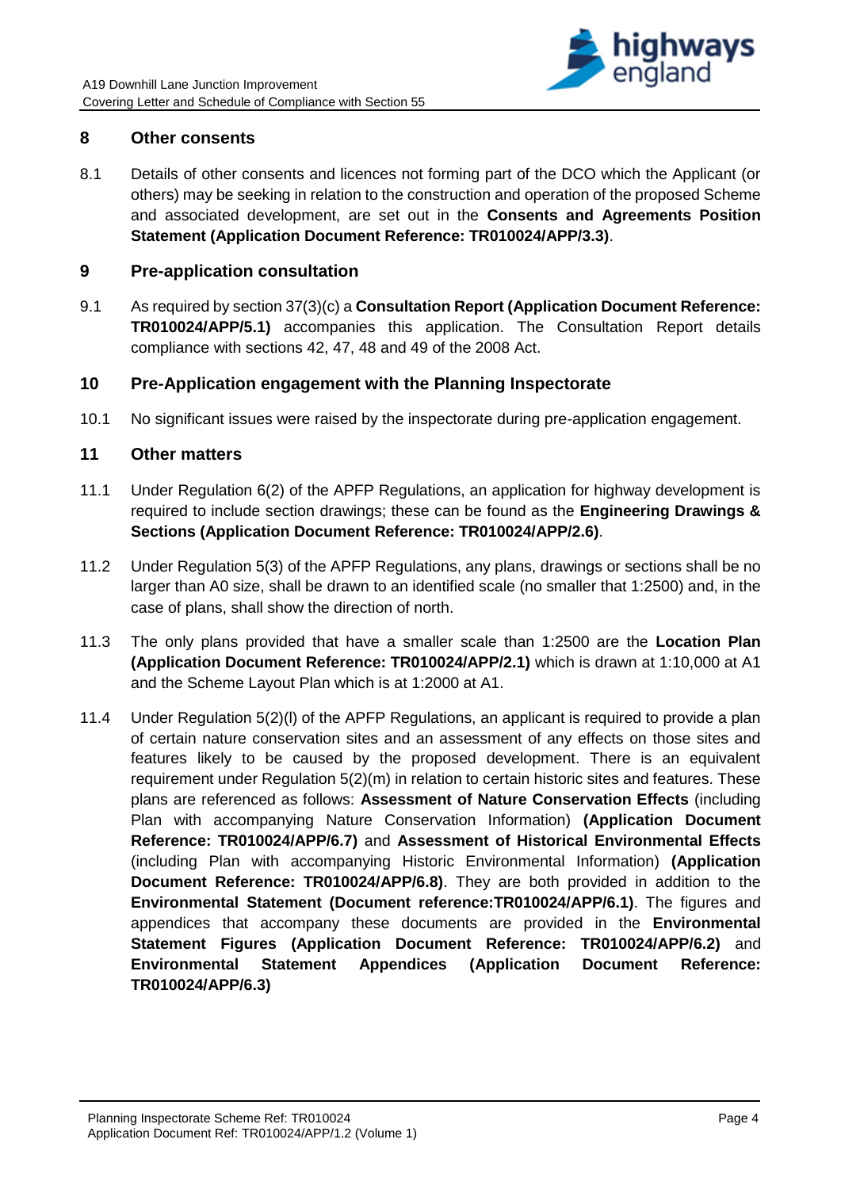## 8 Other consents

8.1 Details of other consents and licences not forming part of the DCO which the Applicant (or others) may be seeking in relation to the construction and operation of the proposed Scheme and associated development, are set out in the **Consents and Agreements Position Statement (Application Document Reference: TR010024/APP/3.3)**.

## 9 Pre-application consultation

9.1 As required by section 37(3)(c) a **Consultation Report (Application Document Reference: TR010024/APP/5.1)** accompanies this application. The Consultation Report details compliance with sections 42, 47, 48 and 49 of the 2008 Act.

## 10 Pre-Application engagement with the Planning Inspectorate

10.1 No significant issues were raised by the inspectorate during pre-application engagement.

## 11 Other matters

11.1 Under Regulation 6(2) of the APFP Regulations, an application for highway development is required to include section drawings; these can be found as the **Engineering Drawings & Sections (Application Document Reference: TR010024/APP/2.6)**.

11.2 Under Regulation 5(3) of the APFP Regulations, any plans, drawings or sections shall be no larger than A0 size, shall be drawn to an identified scale (no smaller that 1:2500) and, in the case of plans, shall show the direction of north.

11.3 The only plans provided that have a smaller scale than 1:2500 are the **Location Plan (Application Document Reference: TR010024/APP/2.1)** which is drawn at 1:10,000 at A1 and the Scheme Layout Plan which is at 1:2000 at A1.

11.4 Under Regulation 5(2)(l) of the APFP Regulations, an applicant is required to provide a plan of certain nature conservation sites and an assessment of any effects on those sites and features likely to be caused by the proposed development. There is an equivalent requirement under Regulation 5(2)(m) in relation to certain historic sites and features. These plans are referenced as follows: **Assessment of Nature Conservation Effects** (including Plan with accompanying Nature Conservation Information) **(Application Document Reference: TR010024/APP/6.7)** and **Assessment of Historical Environmental Effects** (including Plan with accompanying Historic Environmental Information) **(Application Document Reference: TR010024/APP/6.8)**. They are both provided in addition to the **Environmental Statement (Document reference:TR010024/APP/6.1)**. The figures and appendices that accompany these documents are provided in the **Environmental Statement Figures (Application Document Reference: TR010024/APP/6.2)** and **Environmental Statement Appendices (Application Document Reference: TR010024/APP/6.3)**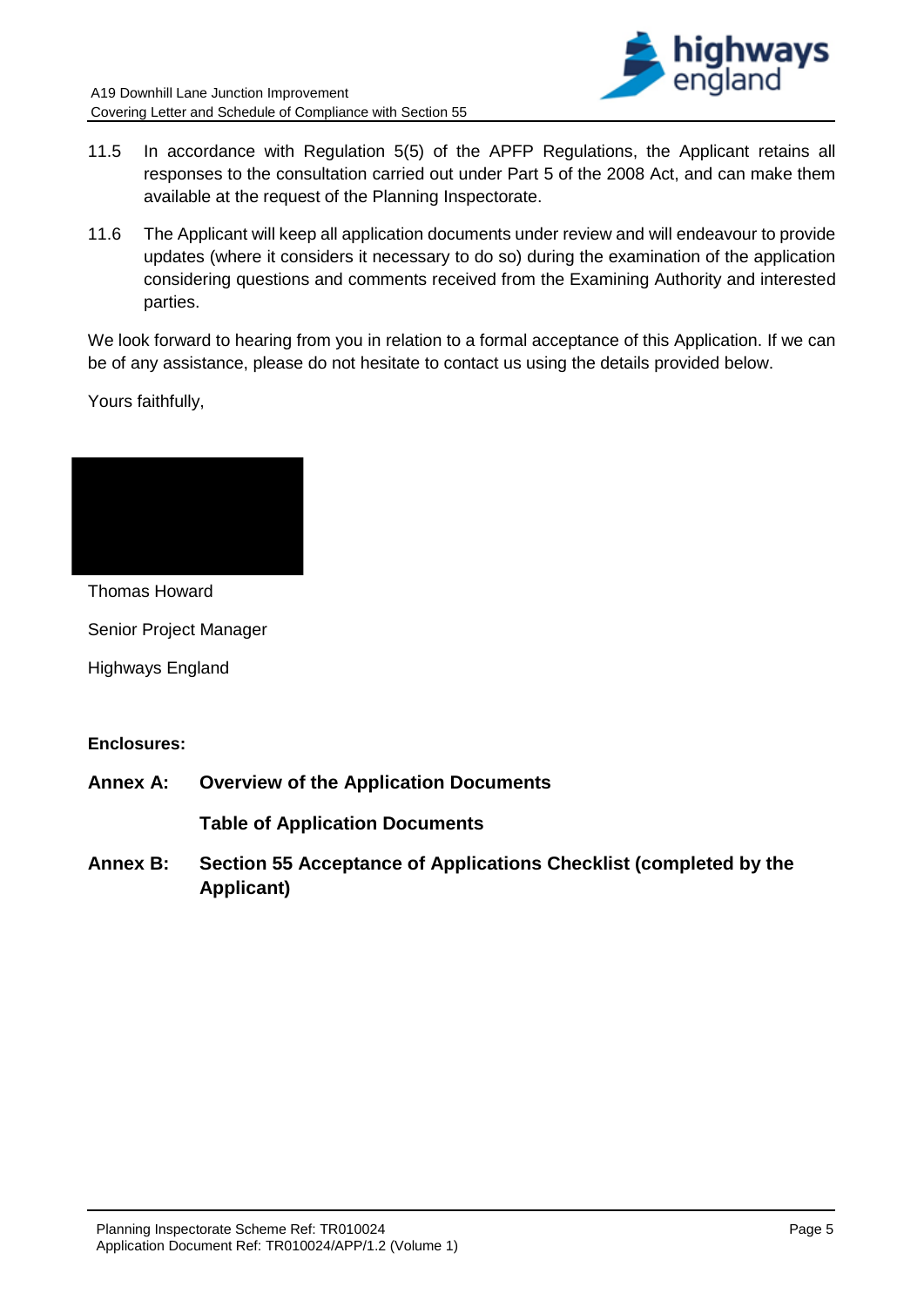11.5 In accordance with Regulation 5(5) of the APFP Regulations, the Applicant retains all responses to the consultation carried out under Part 5 of the 2008 Act, and can make them available at the request of the Planning Inspectorate.

11.6 The Applicant will keep all application documents under review and will endeavour to provide updates (where it considers it necessary to do so) during the examination of the application considering questions and comments received from the Examining Authority and interested parties.

We look forward to hearing from you in relation to a formal acceptance of this Application. If we can be of any assistance, please do not hesitate to contact us using the details provided below.

Yours faithfully,

Thomas Howard

Senior Project Manager

Highways England

**Enclosures:**

**Annex A: Overview of the Application Documents**

**Table of Application Documents**

**Annex B: Section 55 Acceptance of Applications Checklist (completed by the Applicant)**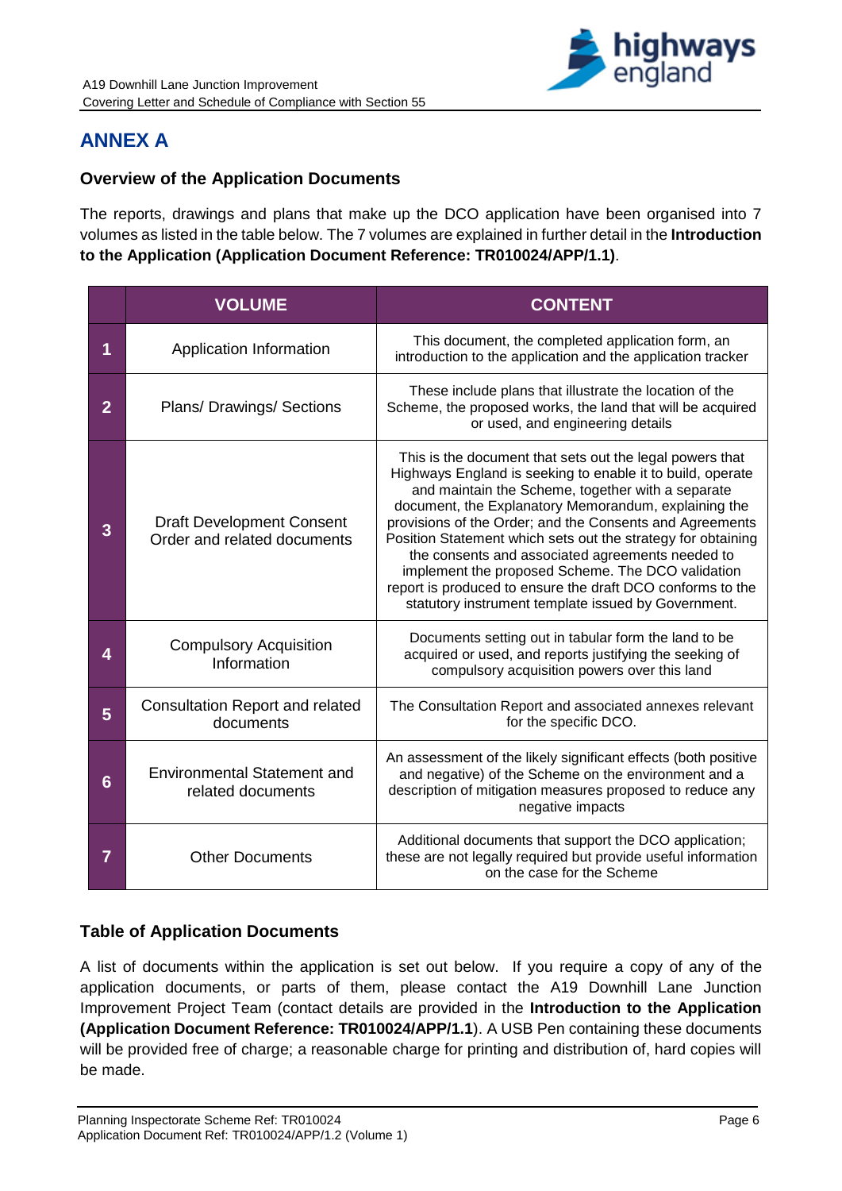# ANNEX A

## Overview of the Application Documents

The reports, drawings and plans that make up the DCO application have been organised into 7 volumes as listed in the table below. The 7 volumes are explained in further detail in the **Introduction to the Application (Application Document Reference: TR010024/APP/1.1)**.

| | VOLUME | CONTENT |
|---|---|---|
| 1 | Application Information | This document, the completed application form, an introduction to the application and the application tracker |
| 2 | Plans/ Drawings/ Sections | These include plans that illustrate the location of the Scheme, the proposed works, the land that will be acquired or used, and engineering details |
| 3 | Draft Development Consent Order and related documents | This is the document that sets out the legal powers that Highways England is seeking to enable it to build, operate and maintain the Scheme, together with a separate document, the Explanatory Memorandum, explaining the provisions of the Order; and the Consents and Agreements Position Statement which sets out the strategy for obtaining the consents and associated agreements needed to implement the proposed Scheme. The DCO validation report is produced to ensure the draft DCO conforms to the statutory instrument template issued by Government. |
| 4 | Compulsory Acquisition Information | Documents setting out in tabular form the land to be acquired or used, and reports justifying the seeking of compulsory acquisition powers over this land |
| 5 | Consultation Report and related documents | The Consultation Report and associated annexes relevant for the specific DCO. |
| 6 | Environmental Statement and related documents | An assessment of the likely significant effects (both positive and negative) of the Scheme on the environment and a description of mitigation measures proposed to reduce any negative impacts |
| 7 | Other Documents | Additional documents that support the DCO application; these are not legally required but provide useful information on the case for the Scheme |

## Table of Application Documents

A list of documents within the application is set out below. If you require a copy of any of the application documents, or parts of them, please contact the A19 Downhill Lane Junction Improvement Project Team (contact details are provided in the **Introduction to the Application (Application Document Reference: TR010024/APP/1.1**). A USB Pen containing these documents will be provided free of charge; a reasonable charge for printing and distribution of, hard copies will be made.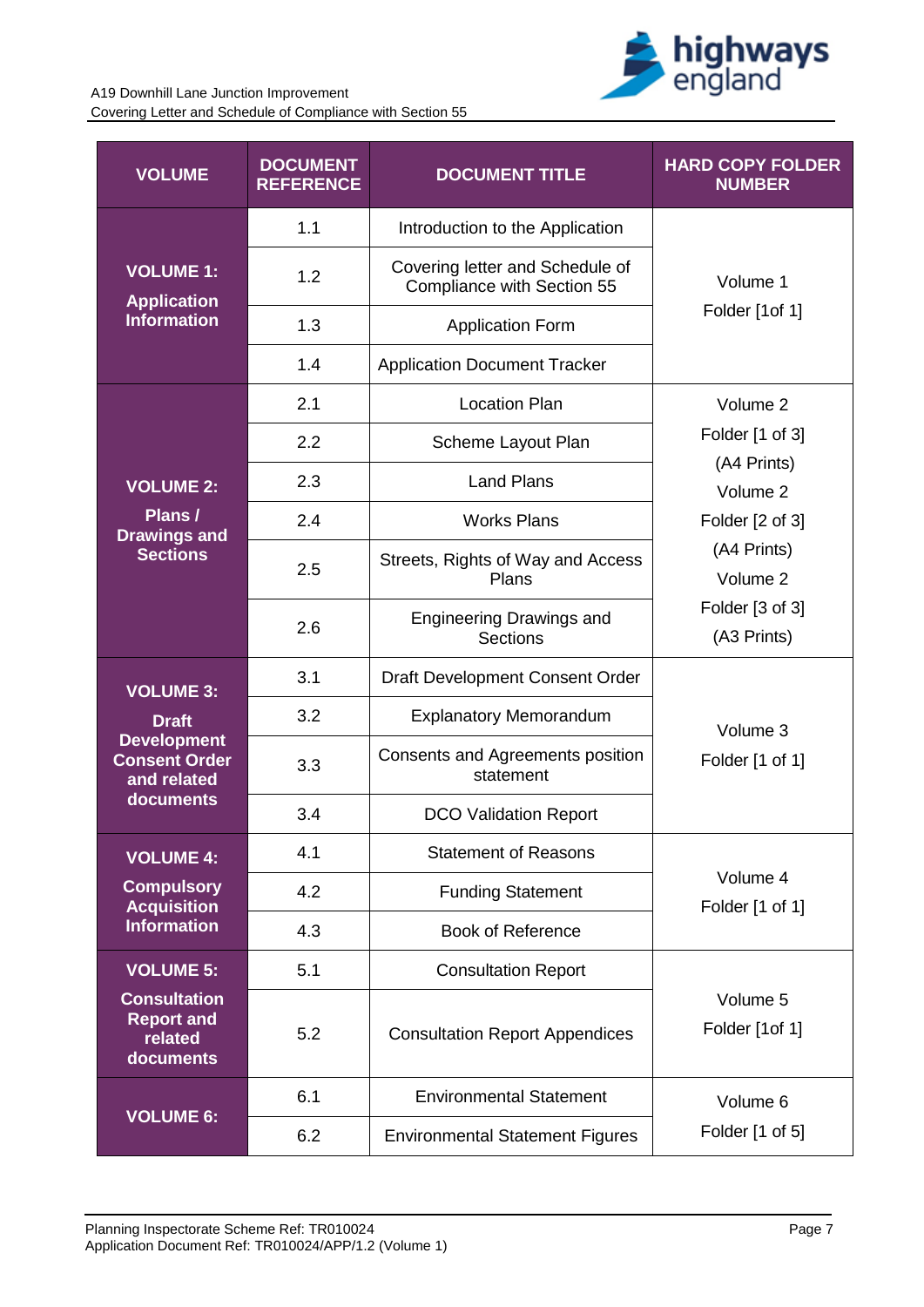| VOLUME | DOCUMENT REFERENCE | DOCUMENT TITLE | HARD COPY FOLDER NUMBER |
|---|---|---|---|
| **VOLUME 1: Application Information** | 1.1 | Introduction to the Application | Volume 1 Folder [1of 1] |
| | 1.2 | Covering letter and Schedule of Compliance with Section 55 | |
| | 1.3 | Application Form | |
| | 1.4 | Application Document Tracker | |
| **VOLUME 2: Plans / Drawings and Sections** | 2.1 | Location Plan | Volume 2 Folder [1 of 3] (A4 Prints) Volume 2 Folder [2 of 3] (A4 Prints) Volume 2 Folder [3 of 3] (A3 Prints) |
| | 2.2 | Scheme Layout Plan | |
| | 2.3 | Land Plans | |
| | 2.4 | Works Plans | |
| | 2.5 | Streets, Rights of Way and Access Plans | |
| | 2.6 | Engineering Drawings and Sections | |
| **VOLUME 3: Draft Development Consent Order and related documents** | 3.1 | Draft Development Consent Order | Volume 3 Folder [1 of 1] |
| | 3.2 | Explanatory Memorandum | |
| | 3.3 | Consents and Agreements position statement | |
| | 3.4 | DCO Validation Report | |
| **VOLUME 4: Compulsory Acquisition Information** | 4.1 | Statement of Reasons | Volume 4 Folder [1 of 1] |
| | 4.2 | Funding Statement | |
| | 4.3 | Book of Reference | |
| **VOLUME 5: Consultation Report and related documents** | 5.1 | Consultation Report | Volume 5 Folder [1of 1] |
| | 5.2 | Consultation Report Appendices | |
| **VOLUME 6:** | 6.1 | Environmental Statement | Volume 6 Folder [1 of 5] |
| | 6.2 | Environmental Statement Figures | |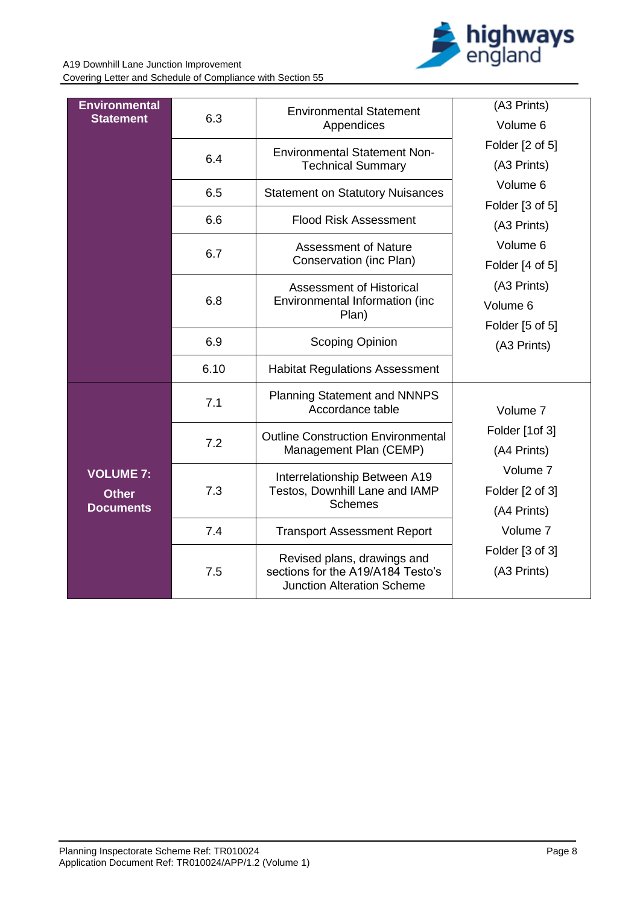| Environmental Statement | 6.3 | Environmental Statement Appendices | (A3 Prints) Volume 6 Folder [2 of 5] (A3 Prints) Volume 6 Folder [3 of 5] (A3 Prints) Volume 6 Folder [4 of 5] (A3 Prints) Volume 6 Folder [5 of 5] (A3 Prints) |
|---|---|---|---|
| | 6.4 | Environmental Statement Non-Technical Summary | |
| | 6.5 | Statement on Statutory Nuisances | |
| | 6.6 | Flood Risk Assessment | |
| | 6.7 | Assessment of Nature Conservation (inc Plan) | |
| | 6.8 | Assessment of Historical Environmental Information (inc Plan) | |
| | 6.9 | Scoping Opinion | |
| | 6.10 | Habitat Regulations Assessment | |
| VOLUME 7: Other Documents | 7.1 | Planning Statement and NNNPS Accordance table | Volume 7 Folder [1of 3] (A4 Prints) Volume 7 Folder [2 of 3] (A4 Prints) Volume 7 Folder [3 of 3] (A3 Prints) |
| | 7.2 | Outline Construction Environmental Management Plan (CEMP) | |
| | 7.3 | Interrelationship Between A19 Testos, Downhill Lane and IAMP Schemes | |
| | 7.4 | Transport Assessment Report | |
| | 7.5 | Revised plans, drawings and sections for the A19/A184 Testo's Junction Alteration Scheme | |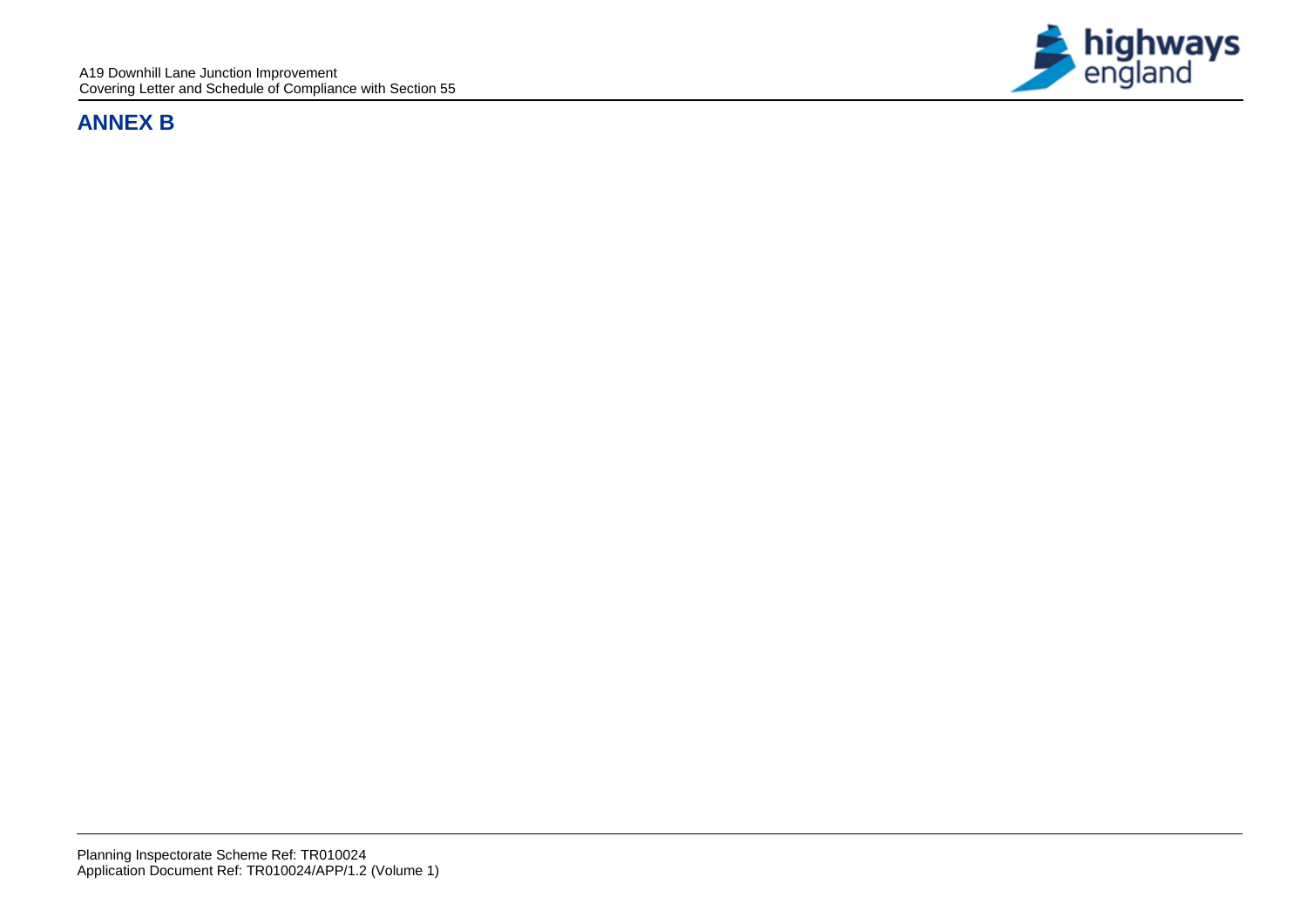# ANNEX B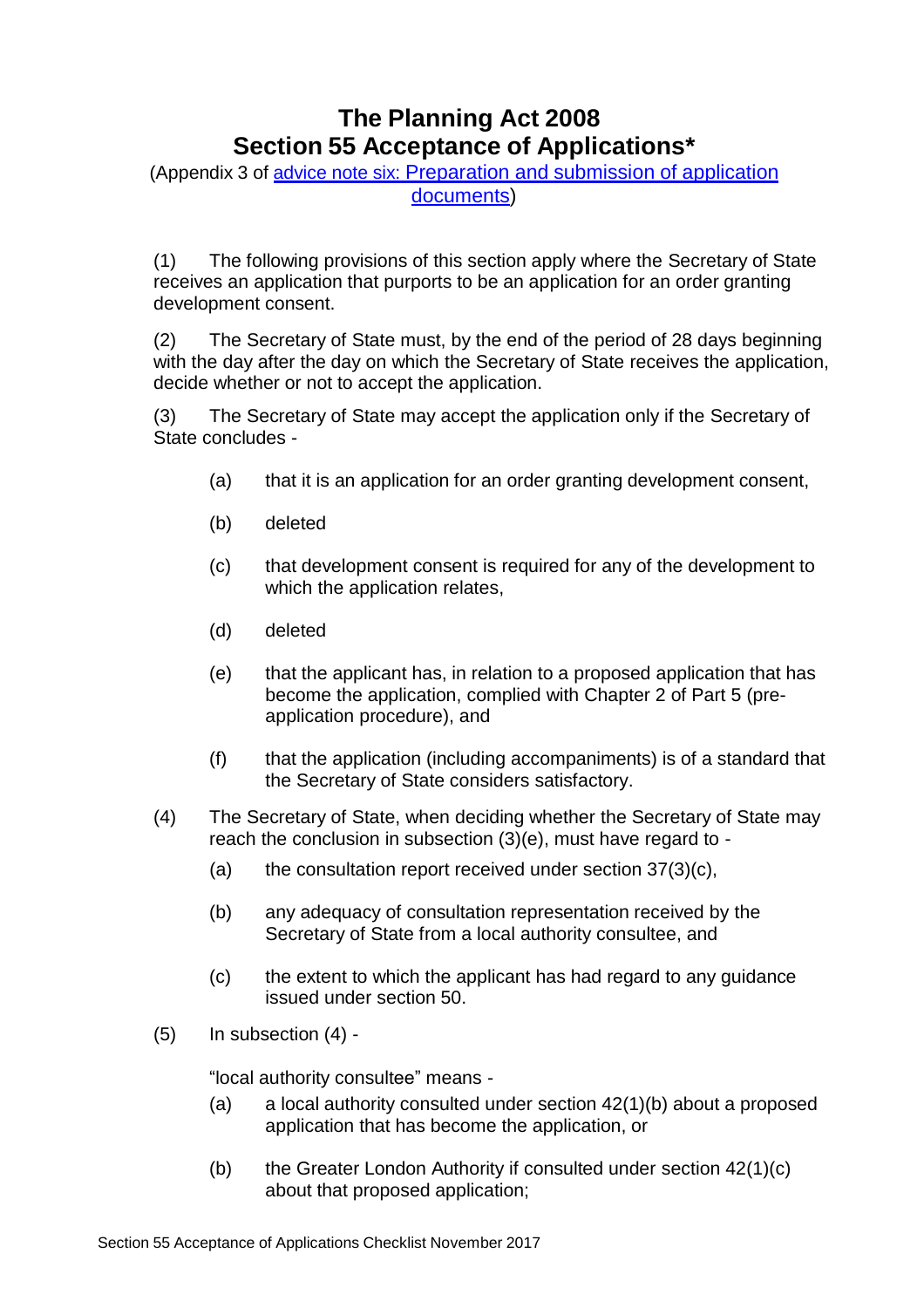# The Planning Act 2008
# Section 55 Acceptance of Applications*

(Appendix 3 of [advice note six: Preparation and submission of application documents](#))

(1) The following provisions of this section apply where the Secretary of State receives an application that purports to be an application for an order granting development consent.

(2) The Secretary of State must, by the end of the period of 28 days beginning with the day after the day on which the Secretary of State receives the application, decide whether or not to accept the application.

(3) The Secretary of State may accept the application only if the Secretary of State concludes -

- (a) that it is an application for an order granting development consent,
- (b) deleted
- (c) that development consent is required for any of the development to which the application relates,
- (d) deleted
- (e) that the applicant has, in relation to a proposed application that has become the application, complied with Chapter 2 of Part 5 (pre-application procedure), and
- (f) that the application (including accompaniments) is of a standard that the Secretary of State considers satisfactory.

(4) The Secretary of State, when deciding whether the Secretary of State may reach the conclusion in subsection (3)(e), must have regard to -

- (a) the consultation report received under section 37(3)(c),
- (b) any adequacy of consultation representation received by the Secretary of State from a local authority consultee, and
- (c) the extent to which the applicant has had regard to any guidance issued under section 50.

(5) In subsection (4) -

"local authority consultee" means -

- (a) a local authority consulted under section 42(1)(b) about a proposed application that has become the application, or
- (b) the Greater London Authority if consulted under section 42(1)(c) about that proposed application;

Section 55 Acceptance of Applications Checklist November 2017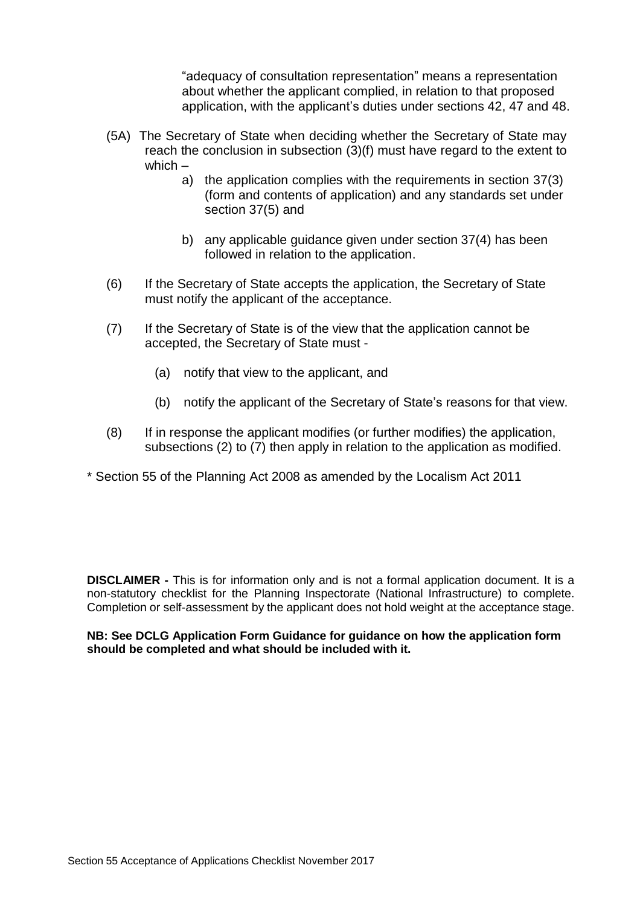"adequacy of consultation representation" means a representation about whether the applicant complied, in relation to that proposed application, with the applicant's duties under sections 42, 47 and 48.

(5A) The Secretary of State when deciding whether the Secretary of State may reach the conclusion in subsection (3)(f) must have regard to the extent to which –

a) the application complies with the requirements in section 37(3) (form and contents of application) and any standards set under section 37(5) and

b) any applicable guidance given under section 37(4) has been followed in relation to the application.

(6) If the Secretary of State accepts the application, the Secretary of State must notify the applicant of the acceptance.

(7) If the Secretary of State is of the view that the application cannot be accepted, the Secretary of State must -

(a) notify that view to the applicant, and

(b) notify the applicant of the Secretary of State's reasons for that view.

(8) If in response the applicant modifies (or further modifies) the application, subsections (2) to (7) then apply in relation to the application as modified.

* Section 55 of the Planning Act 2008 as amended by the Localism Act 2011

**DISCLAIMER -** This is for information only and is not a formal application document. It is a non-statutory checklist for the Planning Inspectorate (National Infrastructure) to complete. Completion or self-assessment by the applicant does not hold weight at the acceptance stage.

**NB: See DCLG Application Form Guidance for guidance on how the application form should be completed and what should be included with it.**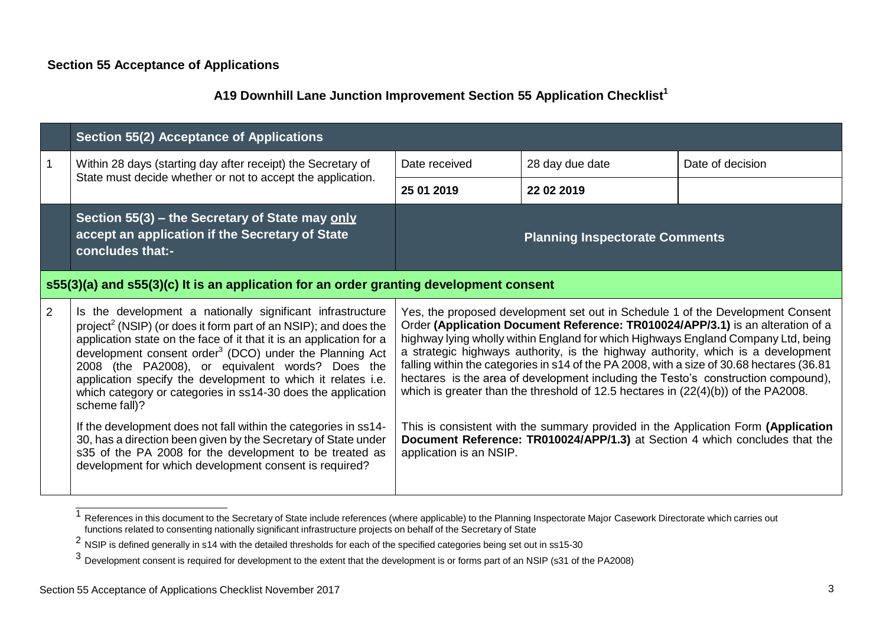**Section 55 Acceptance of Applications**

## A19 Downhill Lane Junction Improvement Section 55 Application Checklist[1]

| | **Section 55(2) Acceptance of Applications** | | | |
|---|---|---|---|---|
| 1 | Within 28 days (starting day after receipt) the Secretary of State must decide whether or not to accept the application. | Date received | 28 day due date | Date of decision |
| | | **25 01 2019** | **22 02 2019** | |
| | **Section 55(3) – the Secretary of State may <u>only</u> accept an application if the Secretary of State concludes that:-** | **Planning Inspectorate Comments** | | |
| | **s55(3)(a) and s55(3)(c) It is an application for an order granting development consent** | | | |
| 2 | Is the development a nationally significant infrastructure project[2] (NSIP) (or does it form part of an NSIP); and does the application state on the face of it that it is an application for a development consent order[3] (DCO) under the Planning Act 2008 (the PA2008), or equivalent words? Does the application specify the development to which it relates i.e. which category or categories in ss14-30 does the application scheme fall)?<br><br>If the development does not fall within the categories in ss14-30, has a direction been given by the Secretary of State under s35 of the PA 2008 for the development to be treated as development for which development consent is required? | Yes, the proposed development set out in Schedule 1 of the Development Consent Order **(Application Document Reference: TR010024/APP/3.1)** is an alteration of a highway lying wholly within England for which Highways England Company Ltd, being a strategic highways authority, is the highway authority, which is a development falling within the categories in s14 of the PA 2008, with a size of 30.68 hectares (36.81 hectares is the area of development including the Testo's construction compound), which is greater than the threshold of 12.5 hectares in (22(4)(b)) of the PA2008.<br><br>This is consistent with the summary provided in the Application Form **(Application Document Reference: TR010024/APP/1.3)** at Section 4 which concludes that the application is an NSIP. | | |

[1] References in this document to the Secretary of State include references (where applicable) to the Planning Inspectorate Major Casework Directorate which carries out functions related to consenting nationally significant infrastructure projects on behalf of the Secretary of State

[2] NSIP is defined generally in s14 with the detailed thresholds for each of the specified categories being set out in ss15-30

[3] Development consent is required for development to the extent that the development is or forms part of an NSIP (s31 of the PA2008)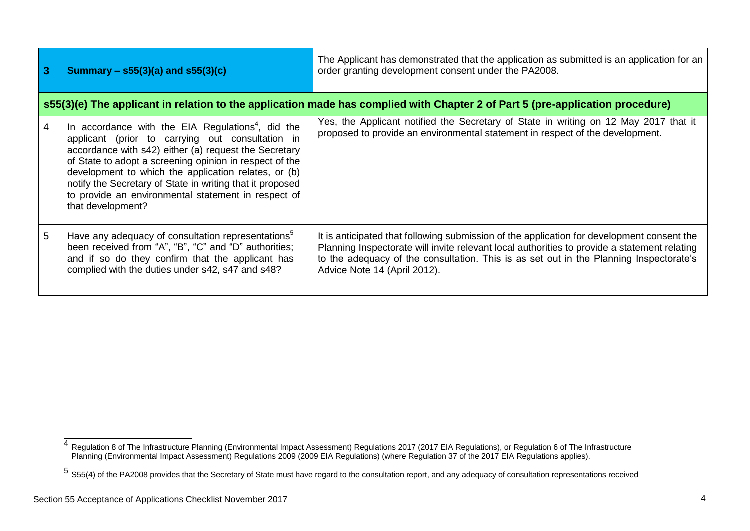| | | |
|---|---|---|
| **3** | **Summary – s55(3)(a) and s55(3)(c)** | The Applicant has demonstrated that the application as submitted is an application for an order granting development consent under the PA2008. |
| **s55(3)(e) The applicant in relation to the application made has complied with Chapter 2 of Part 5 (pre-application procedure)** | | |
| 4 | In accordance with the EIA Regulations[4], did the applicant (prior to carrying out consultation in accordance with s42) either (a) request the Secretary of State to adopt a screening opinion in respect of the development to which the application relates, or (b) notify the Secretary of State in writing that it proposed to provide an environmental statement in respect of that development? | Yes, the Applicant notified the Secretary of State in writing on 12 May 2017 that it proposed to provide an environmental statement in respect of the development. |
| 5 | Have any adequacy of consultation representations[5] been received from "A", "B", "C" and "D" authorities; and if so do they confirm that the applicant has complied with the duties under s42, s47 and s48? | It is anticipated that following submission of the application for development consent the Planning Inspectorate will invite relevant local authorities to provide a statement relating to the adequacy of the consultation. This is as set out in the Planning Inspectorate's Advice Note 14 (April 2012). |

[4] Regulation 8 of The Infrastructure Planning (Environmental Impact Assessment) Regulations 2017 (2017 EIA Regulations), or Regulation 6 of The Infrastructure Planning (Environmental Impact Assessment) Regulations 2009 (2009 EIA Regulations) (where Regulation 37 of the 2017 EIA Regulations applies).

[5] S55(4) of the PA2008 provides that the Secretary of State must have regard to the consultation report, and any adequacy of consultation representations received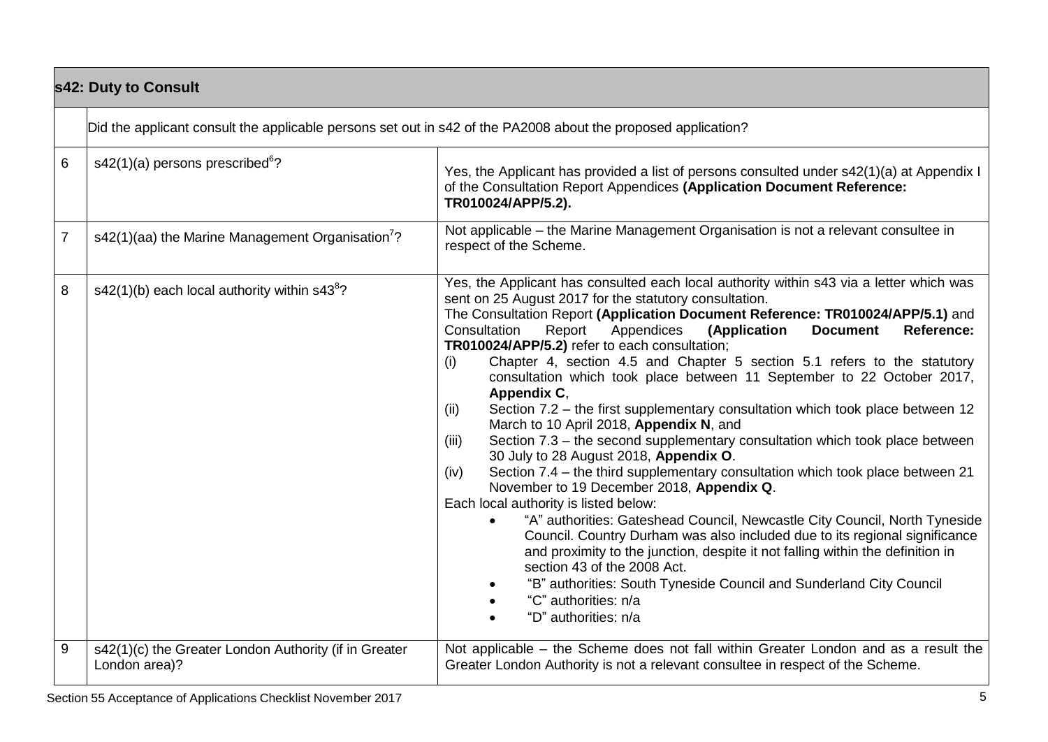| s42: Duty to Consult | | |
|---|---|---|
| | Did the applicant consult the applicable persons set out in s42 of the PA2008 about the proposed application? | |
| 6 | s42(1)(a) persons prescribed[6]? | Yes, the Applicant has provided a list of persons consulted under s42(1)(a) at Appendix I of the Consultation Report Appendices **(Application Document Reference: TR010024/APP/5.2).** |
| 7 | s42(1)(aa) the Marine Management Organisation[7]? | Not applicable – the Marine Management Organisation is not a relevant consultee in respect of the Scheme. |
| 8 | s42(1)(b) each local authority within s43[8]? | Yes, the Applicant has consulted each local authority within s43 via a letter which was sent on 25 August 2017 for the statutory consultation.<br>The Consultation Report **(Application Document Reference: TR010024/APP/5.1)** and Consultation Report Appendices **(Application Document Reference: TR010024/APP/5.2)** refer to each consultation;<br>(i) Chapter 4, section 4.5 and Chapter 5 section 5.1 refers to the statutory consultation which took place between 11 September to 22 October 2017, **Appendix C**,<br>(ii) Section 7.2 – the first supplementary consultation which took place between 12 March to 10 April 2018, **Appendix N**, and<br>(iii) Section 7.3 – the second supplementary consultation which took place between 30 July to 28 August 2018, **Appendix O**.<br>(iv) Section 7.4 – the third supplementary consultation which took place between 21 November to 19 December 2018, **Appendix Q**.<br>Each local authority is listed below:<br>• "A" authorities: Gateshead Council, Newcastle City Council, North Tyneside Council. Country Durham was also included due to its regional significance and proximity to the junction, despite it not falling within the definition in section 43 of the 2008 Act.<br>• "B" authorities: South Tyneside Council and Sunderland City Council<br>• "C" authorities: n/a<br>• "D" authorities: n/a |
| 9 | s42(1)(c) the Greater London Authority (if in Greater London area)? | Not applicable – the Scheme does not fall within Greater London and as a result the Greater London Authority is not a relevant consultee in respect of the Scheme. |

Section 55 Acceptance of Applications Checklist November 2017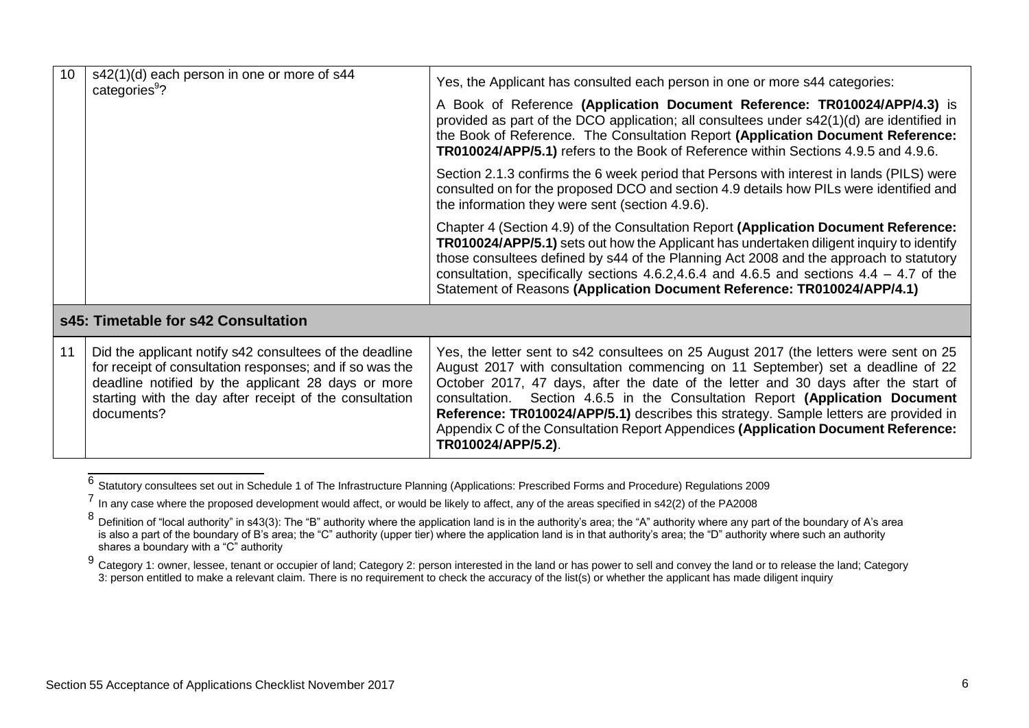| | | |
|---|---|---|
| 10 | s42(1)(d) each person in one or more of s44 categories[9]? | Yes, the Applicant has consulted each person in one or more s44 categories:<br><br>A Book of Reference **(Application Document Reference: TR010024/APP/4.3)** is provided as part of the DCO application; all consultees under s42(1)(d) are identified in the Book of Reference. The Consultation Report **(Application Document Reference: TR010024/APP/5.1)** refers to the Book of Reference within Sections 4.9.5 and 4.9.6.<br><br>Section 2.1.3 confirms the 6 week period that Persons with interest in lands (PILS) were consulted on for the proposed DCO and section 4.9 details how PILs were identified and the information they were sent (section 4.9.6).<br><br>Chapter 4 (Section 4.9) of the Consultation Report **(Application Document Reference: TR010024/APP/5.1)** sets out how the Applicant has undertaken diligent inquiry to identify those consultees defined by s44 of the Planning Act 2008 and the approach to statutory consultation, specifically sections 4.6.2,4.6.4 and 4.6.5 and sections 4.4 – 4.7 of the Statement of Reasons **(Application Document Reference: TR010024/APP/4.1)** |
| **s45: Timetable for s42 Consultation** | | |
| 11 | Did the applicant notify s42 consultees of the deadline for receipt of consultation responses; and if so was the deadline notified by the applicant 28 days or more starting with the day after receipt of the consultation documents? | Yes, the letter sent to s42 consultees on 25 August 2017 (the letters were sent on 25 August 2017 with consultation commencing on 11 September) set a deadline of 22 October 2017, 47 days, after the date of the letter and 30 days after the start of consultation. Section 4.6.5 in the Consultation Report **(Application Document Reference: TR010024/APP/5.1)** describes this strategy. Sample letters are provided in Appendix C of the Consultation Report Appendices **(Application Document Reference: TR010024/APP/5.2)**. |

[6] Statutory consultees set out in Schedule 1 of The Infrastructure Planning (Applications: Prescribed Forms and Procedure) Regulations 2009

[7] In any case where the proposed development would affect, or would be likely to affect, any of the areas specified in s42(2) of the PA2008

[8] Definition of "local authority" in s43(3): The "B" authority where the application land is in the authority's area; the "A" authority where any part of the boundary of A's area is also a part of the boundary of B's area; the "C" authority (upper tier) where the application land is in that authority's area; the "D" authority where such an authority shares a boundary with a "C" authority

[9] Category 1: owner, lessee, tenant or occupier of land; Category 2: person interested in the land or has power to sell and convey the land or to release the land; Category 3: person entitled to make a relevant claim. There is no requirement to check the accuracy of the list(s) or whether the applicant has made diligent inquiry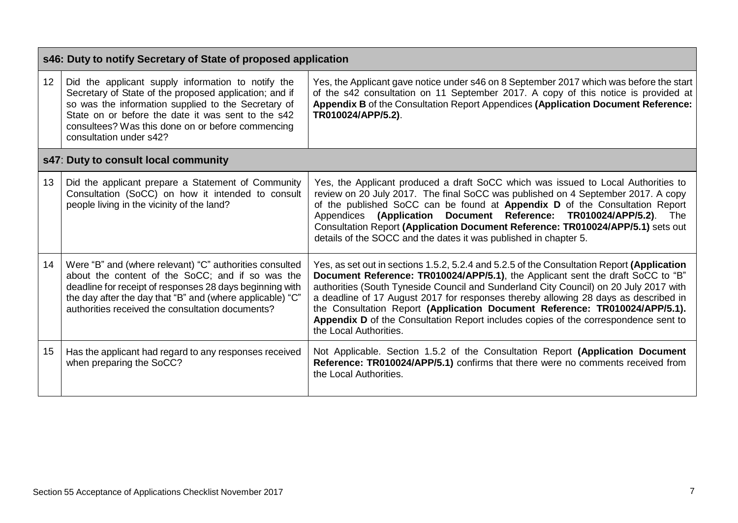| | s46: Duty to notify Secretary of State of proposed application | |
|---|---|---|
| 12 | Did the applicant supply information to notify the Secretary of State of the proposed application; and if so was the information supplied to the Secretary of State on or before the date it was sent to the s42 consultees? Was this done on or before commencing consultation under s42? | Yes, the Applicant gave notice under s46 on 8 September 2017 which was before the start of the s42 consultation on 11 September 2017. A copy of this notice is provided at **Appendix B** of the Consultation Report Appendices **(Application Document Reference: TR010024/APP/5.2)**. |
| | **s47: Duty to consult local community** | |
| 13 | Did the applicant prepare a Statement of Community Consultation (SoCC) on how it intended to consult people living in the vicinity of the land? | Yes, the Applicant produced a draft SoCC which was issued to Local Authorities to review on 20 July 2017. The final SoCC was published on 4 September 2017. A copy of the published SoCC can be found at **Appendix D** of the Consultation Report Appendices **(Application Document Reference: TR010024/APP/5.2)**. The Consultation Report **(Application Document Reference: TR010024/APP/5.1)** sets out details of the SOCC and the dates it was published in chapter 5. |
| 14 | Were "B" and (where relevant) "C" authorities consulted about the content of the SoCC; and if so was the deadline for receipt of responses 28 days beginning with the day after the day that "B" and (where applicable) "C" authorities received the consultation documents? | Yes, as set out in sections 1.5.2, 5.2.4 and 5.2.5 of the Consultation Report **(Application Document Reference: TR010024/APP/5.1)**, the Applicant sent the draft SoCC to "B" authorities (South Tyneside Council and Sunderland City Council) on 20 July 2017 with a deadline of 17 August 2017 for responses thereby allowing 28 days as described in the Consultation Report **(Application Document Reference: TR010024/APP/5.1). Appendix D** of the Consultation Report includes copies of the correspondence sent to the Local Authorities. |
| 15 | Has the applicant had regard to any responses received when preparing the SoCC? | Not Applicable. Section 1.5.2 of the Consultation Report **(Application Document Reference: TR010024/APP/5.1)** confirms that there were no comments received from the Local Authorities. |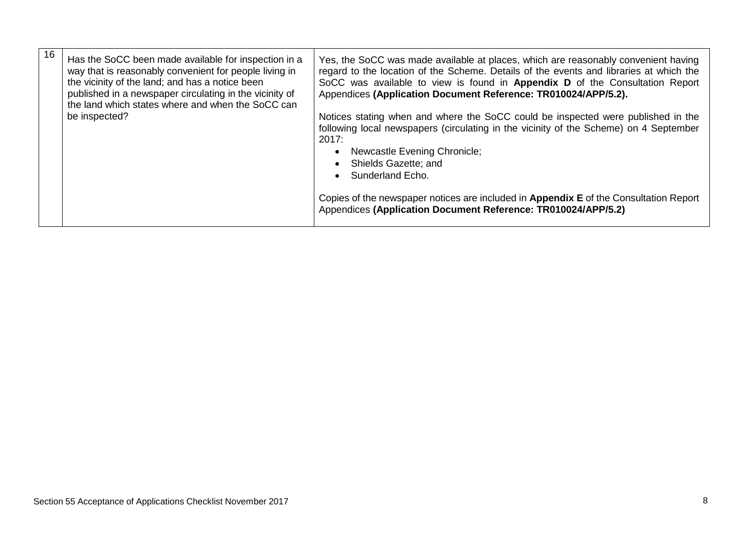| 16 | Has the SoCC been made available for inspection in a way that is reasonably convenient for people living in the vicinity of the land; and has a notice been published in a newspaper circulating in the vicinity of the land which states where and when the SoCC can be inspected? | Yes, the SoCC was made available at places, which are reasonably convenient having regard to the location of the Scheme. Details of the events and libraries at which the SoCC was available to view is found in **Appendix D** of the Consultation Report Appendices **(Application Document Reference: TR010024/APP/5.2).**<br><br>Notices stating when and where the SoCC could be inspected were published in the following local newspapers (circulating in the vicinity of the Scheme) on 4 September 2017:<br>• Newcastle Evening Chronicle;<br>• Shields Gazette; and<br>• Sunderland Echo.<br><br>Copies of the newspaper notices are included in **Appendix E** of the Consultation Report Appendices **(Application Document Reference: TR010024/APP/5.2)** |
|---|---|---|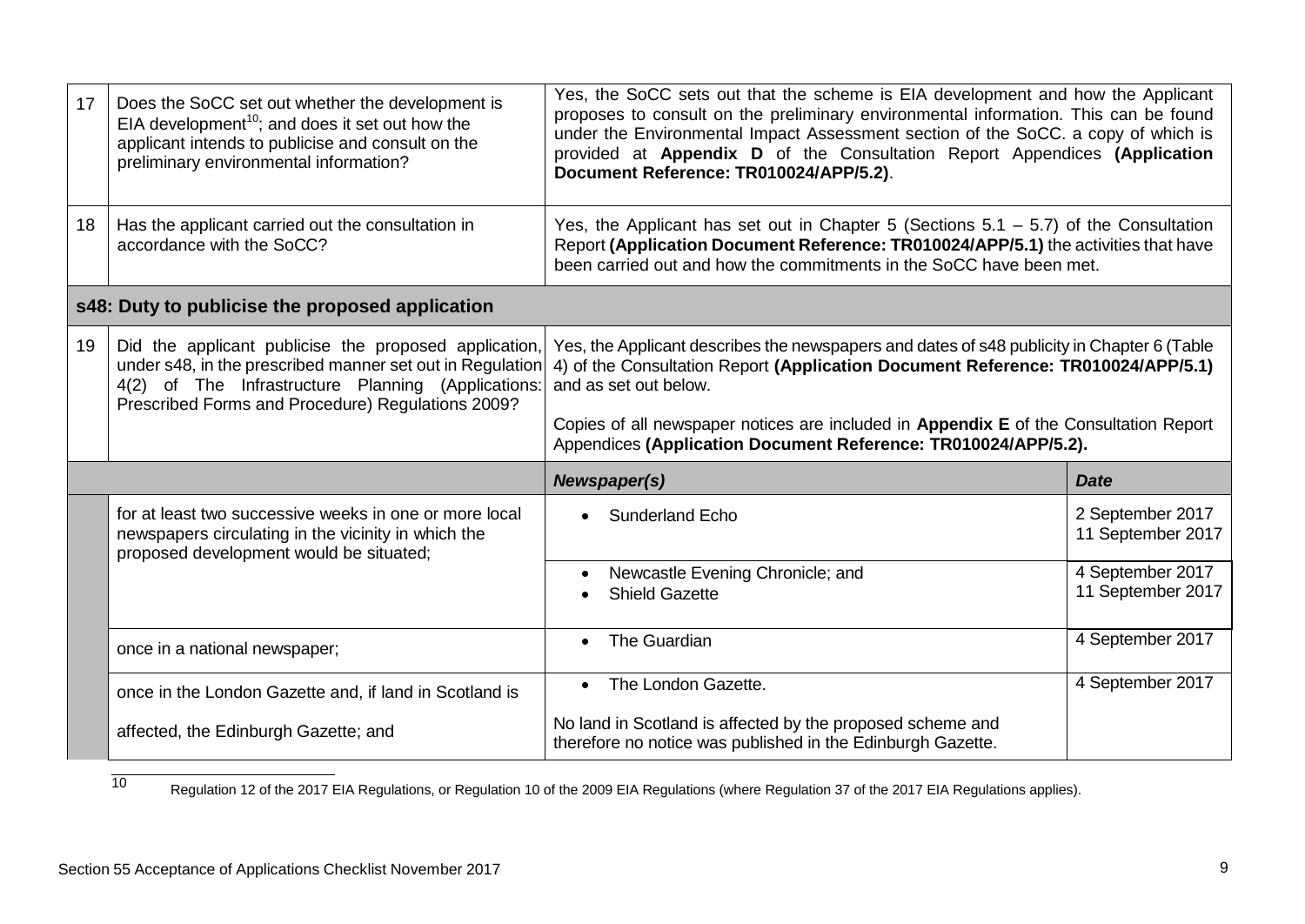| | | | |
|---|---|---|---|
| 17 | Does the SoCC set out whether the development is EIA development[10]; and does it set out how the applicant intends to publicise and consult on the preliminary environmental information? | Yes, the SoCC sets out that the scheme is EIA development and how the Applicant proposes to consult on the preliminary environmental information. This can be found under the Environmental Impact Assessment section of the SoCC. a copy of which is provided at **Appendix D** of the Consultation Report Appendices **(Application Document Reference: TR010024/APP/5.2)**. | |
| 18 | Has the applicant carried out the consultation in accordance with the SoCC? | Yes, the Applicant has set out in Chapter 5 (Sections 5.1 – 5.7) of the Consultation Report **(Application Document Reference: TR010024/APP/5.1)** the activities that have been carried out and how the commitments in the SoCC have been met. | |
| **s48: Duty to publicise the proposed application** | | | |
| 19 | Did the applicant publicise the proposed application, under s48, in the prescribed manner set out in Regulation 4(2) of The Infrastructure Planning (Applications: Prescribed Forms and Procedure) Regulations 2009? | Yes, the Applicant describes the newspapers and dates of s48 publicity in Chapter 6 (Table 4) of the Consultation Report **(Application Document Reference: TR010024/APP/5.1)** and as set out below.<br><br>Copies of all newspaper notices are included in **Appendix E** of the Consultation Report Appendices **(Application Document Reference: TR010024/APP/5.2).** | |
| | | ***Newspaper(s)*** | ***Date*** |
| | for at least two successive weeks in one or more local newspapers circulating in the vicinity in which the proposed development would be situated; | • Sunderland Echo | 2 September 2017<br>11 September 2017 |
| | | • Newcastle Evening Chronicle; and<br>• Shield Gazette | 4 September 2017<br>11 September 2017 |
| | once in a national newspaper; | • The Guardian | 4 September 2017 |
| | once in the London Gazette and, if land in Scotland is affected, the Edinburgh Gazette; and | • The London Gazette.<br><br>No land in Scotland is affected by the proposed scheme and therefore no notice was published in the Edinburgh Gazette. | 4 September 2017 |

[10] Regulation 12 of the 2017 EIA Regulations, or Regulation 10 of the 2009 EIA Regulations (where Regulation 37 of the 2017 EIA Regulations applies).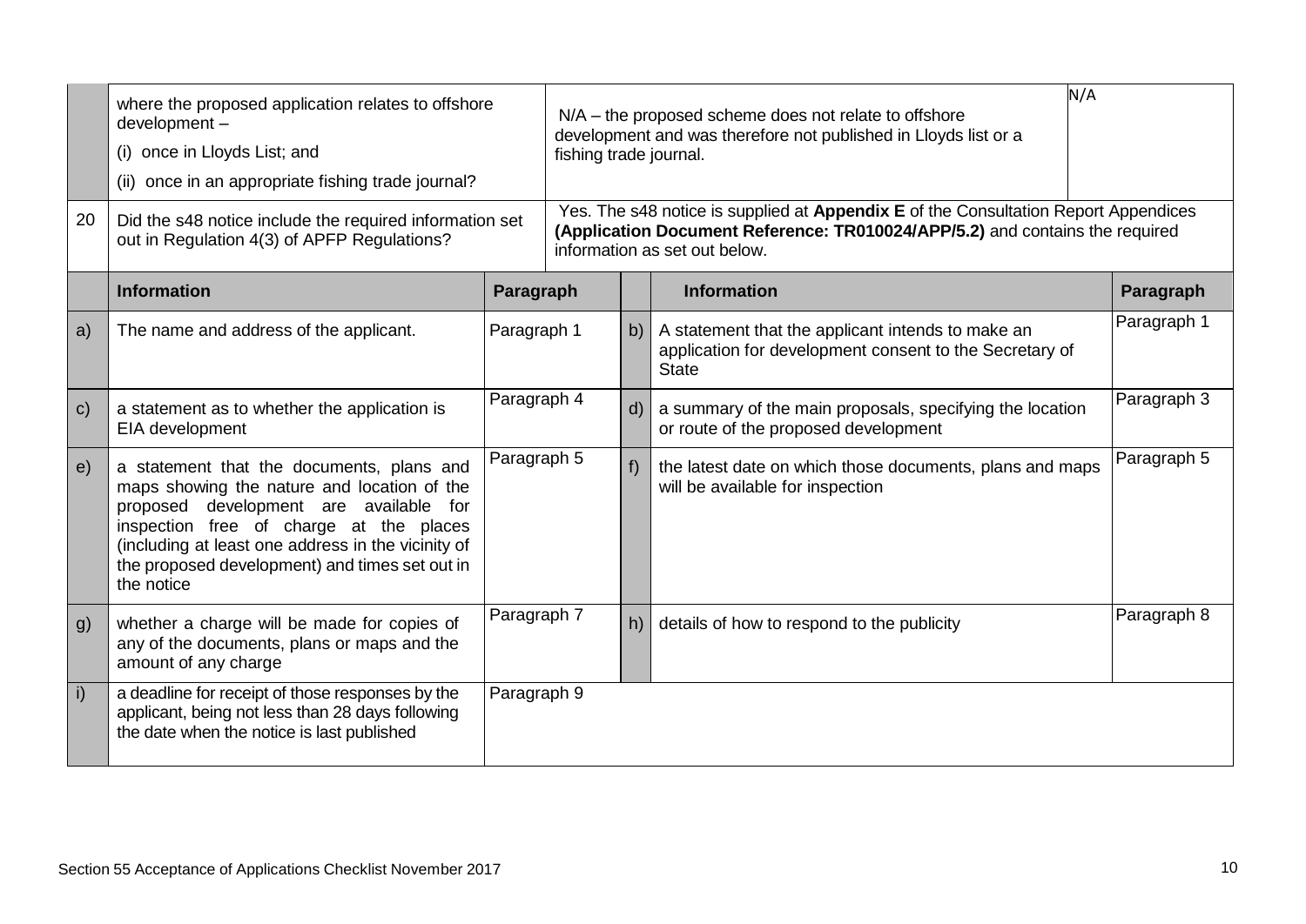| | | | | | |
|---|---|---|---|---|---|
| | where the proposed application relates to offshore development –<br>(i) once in Lloyds List; and<br>(ii) once in an appropriate fishing trade journal? | N/A – the proposed scheme does not relate to offshore development and was therefore not published in Lloyds list or a fishing trade journal. | | | N/A |
| 20 | Did the s48 notice include the required information set out in Regulation 4(3) of APFP Regulations? | Yes. The s48 notice is supplied at **Appendix E** of the Consultation Report Appendices **(Application Document Reference: TR010024/APP/5.2)** and contains the required information as set out below. | | | |
| | **Information** | **Paragraph** | | **Information** | **Paragraph** |
| a) | The name and address of the applicant. | Paragraph 1 | b) | A statement that the applicant intends to make an application for development consent to the Secretary of State | Paragraph 1 |
| c) | a statement as to whether the application is EIA development | Paragraph 4 | d) | a summary of the main proposals, specifying the location or route of the proposed development | Paragraph 3 |
| e) | a statement that the documents, plans and maps showing the nature and location of the proposed development are available for inspection free of charge at the places (including at least one address in the vicinity of the proposed development) and times set out in the notice | Paragraph 5 | f) | the latest date on which those documents, plans and maps will be available for inspection | Paragraph 5 |
| g) | whether a charge will be made for copies of any of the documents, plans or maps and the amount of any charge | Paragraph 7 | h) | details of how to respond to the publicity | Paragraph 8 |
| i) | a deadline for receipt of those responses by the applicant, being not less than 28 days following the date when the notice is last published | Paragraph 9 | | | |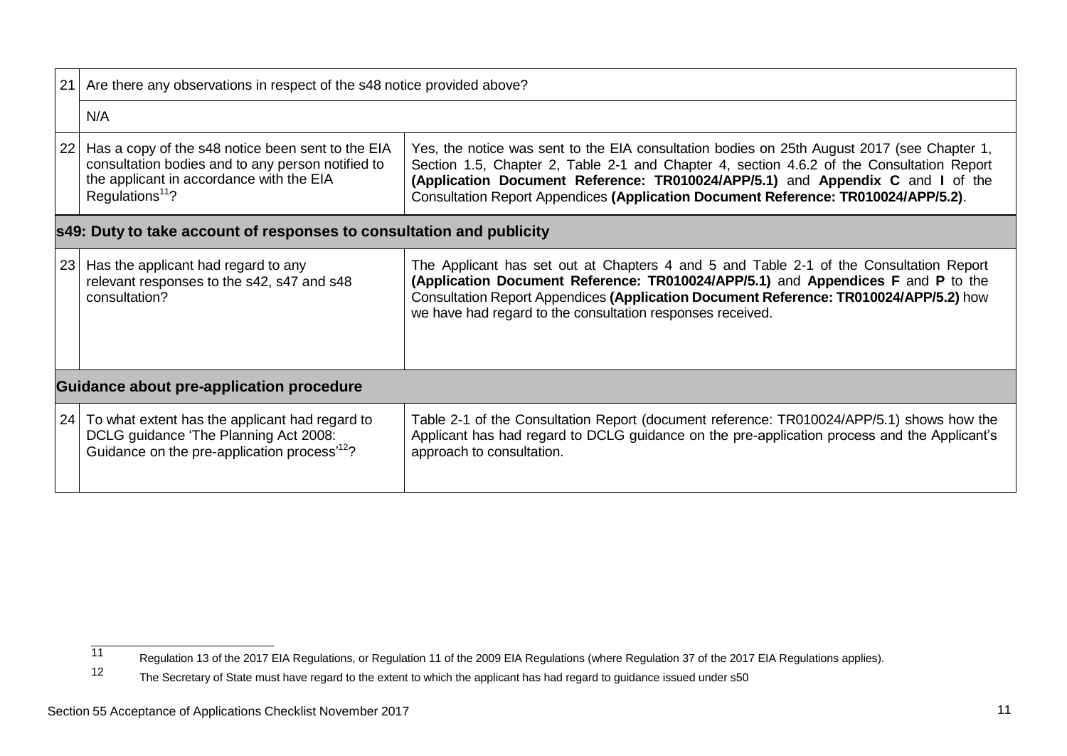| | | |
|---|---|---|
| 21 | Are there any observations in respect of the s48 notice provided above? | |
| | N/A | |
| 22 | Has a copy of the s48 notice been sent to the EIA consultation bodies and to any person notified to the applicant in accordance with the EIA Regulations[11]? | Yes, the notice was sent to the EIA consultation bodies on 25th August 2017 (see Chapter 1, Section 1.5, Chapter 2, Table 2-1 and Chapter 4, section 4.6.2 of the Consultation Report **(Application Document Reference: TR010024/APP/5.1)** and **Appendix C** and **I** of the Consultation Report Appendices **(Application Document Reference: TR010024/APP/5.2)**. |
| **s49: Duty to take account of responses to consultation and publicity** | | |
| 23 | Has the applicant had regard to any relevant responses to the s42, s47 and s48 consultation? | The Applicant has set out at Chapters 4 and 5 and Table 2-1 of the Consultation Report **(Application Document Reference: TR010024/APP/5.1)** and **Appendices F** and **P** to the Consultation Report Appendices **(Application Document Reference: TR010024/APP/5.2)** how we have had regard to the consultation responses received. |
| **Guidance about pre-application procedure** | | |
| 24 | To what extent has the applicant had regard to DCLG guidance 'The Planning Act 2008: Guidance on the pre-application process'[12]? | Table 2-1 of the Consultation Report (document reference: TR010024/APP/5.1) shows how the Applicant has had regard to DCLG guidance on the pre-application process and the Applicant's approach to consultation. |

[11] Regulation 13 of the 2017 EIA Regulations, or Regulation 11 of the 2009 EIA Regulations (where Regulation 37 of the 2017 EIA Regulations applies).

[12] The Secretary of State must have regard to the extent to which the applicant has had regard to guidance issued under s50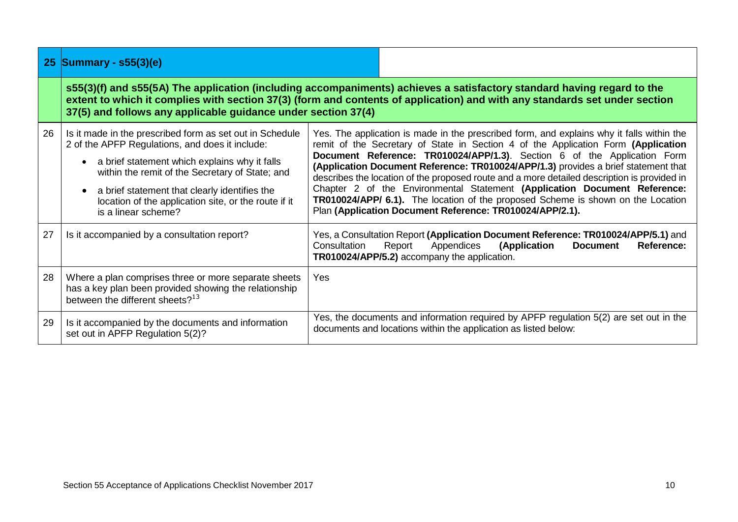| 25 | **Summary - s55(3)(e)** | |
|---|---|---|
| | **s55(3)(f) and s55(5A) The application (including accompaniments) achieves a satisfactory standard having regard to the extent to which it complies with section 37(3) (form and contents of application) and with any standards set under section 37(5) and follows any applicable guidance under section 37(4)** | |
| 26 | Is it made in the prescribed form as set out in Schedule 2 of the APFP Regulations, and does it include:<br>• a brief statement which explains why it falls within the remit of the Secretary of State; and<br>• a brief statement that clearly identifies the location of the application site, or the route if it is a linear scheme? | Yes. The application is made in the prescribed form, and explains why it falls within the remit of the Secretary of State in Section 4 of the Application Form **(Application Document Reference: TR010024/APP/1.3)**. Section 6 of the Application Form **(Application Document Reference: TR010024/APP/1.3)** provides a brief statement that describes the location of the proposed route and a more detailed description is provided in Chapter 2 of the Environmental Statement **(Application Document Reference: TR010024/APP/ 6.1).** The location of the proposed Scheme is shown on the Location Plan **(Application Document Reference: TR010024/APP/2.1).** |
| 27 | Is it accompanied by a consultation report? | Yes, a Consultation Report **(Application Document Reference: TR010024/APP/5.1)** and Consultation Report Appendices **(Application Document Reference: TR010024/APP/5.2)** accompany the application. |
| 28 | Where a plan comprises three or more separate sheets has a key plan been provided showing the relationship between the different sheets?[13] | Yes |
| 29 | Is it accompanied by the documents and information set out in APFP Regulation 5(2)? | Yes, the documents and information required by APFP regulation 5(2) are set out in the documents and locations within the application as listed below: |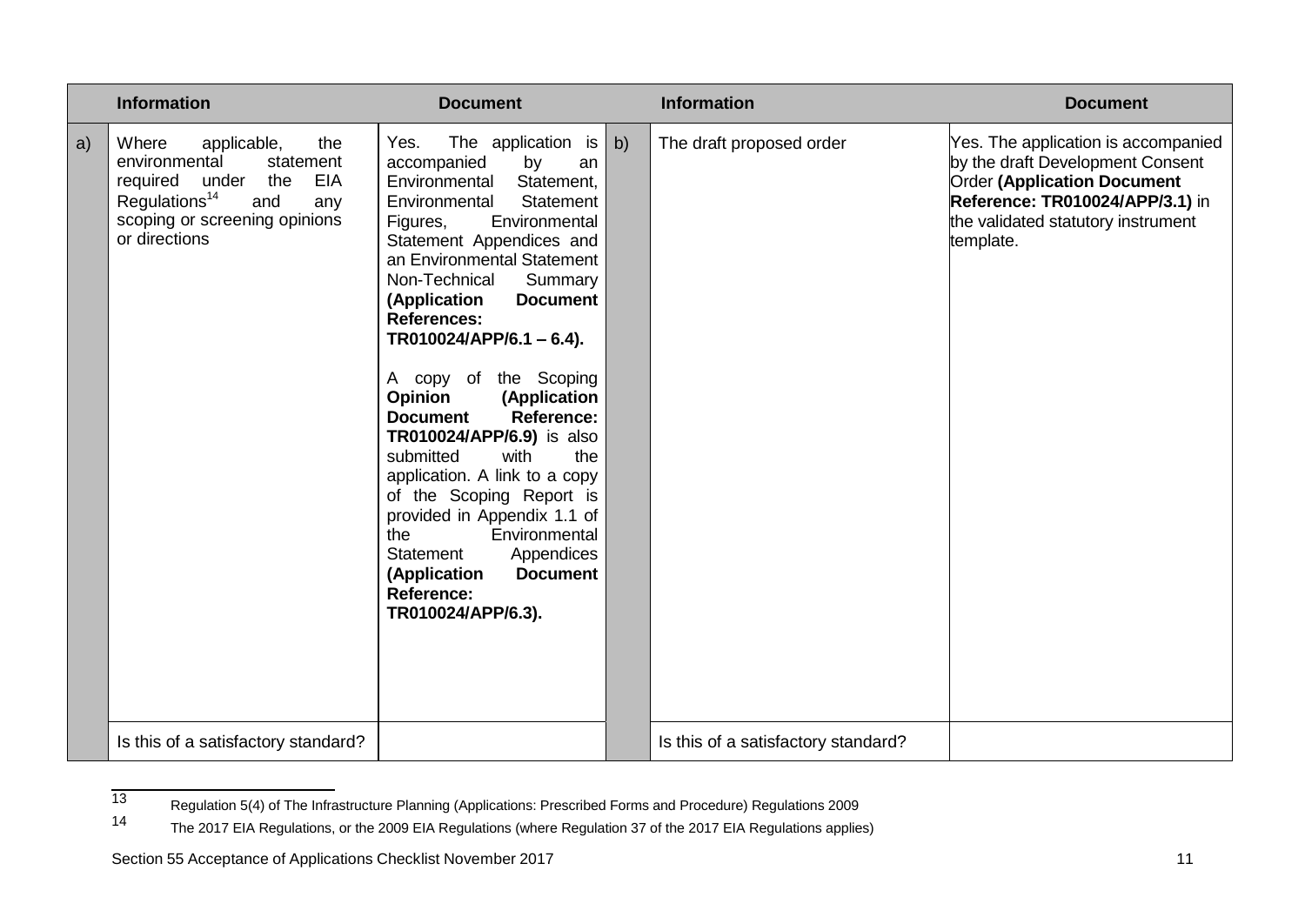| | Information | Document | | Information | Document |
|---|---|---|---|---|---|
| a) | Where applicable, the environmental statement required under the EIA Regulations[14] and any scoping or screening opinions or directions | Yes. The application is accompanied by an Environmental Statement, Environmental Statement Figures, Environmental Statement Appendices and an Environmental Statement Non-Technical Summary **(Application Document References: TR010024/APP/6.1 – 6.4).**<br><br>A copy of the Scoping **Opinion (Application Document Reference: TR010024/APP/6.9)** is also submitted with the application. A link to a copy of the Scoping Report is provided in Appendix 1.1 of the Environmental Statement Appendices **(Application Document Reference: TR010024/APP/6.3).** | b) | The draft proposed order | Yes. The application is accompanied by the draft Development Consent Order **(Application Document Reference: TR010024/APP/3.1)** in the validated statutory instrument template. |
| | Is this of a satisfactory standard? | | | Is this of a satisfactory standard? | |

13 Regulation 5(4) of The Infrastructure Planning (Applications: Prescribed Forms and Procedure) Regulations 2009

14 The 2017 EIA Regulations, or the 2009 EIA Regulations (where Regulation 37 of the 2017 EIA Regulations applies)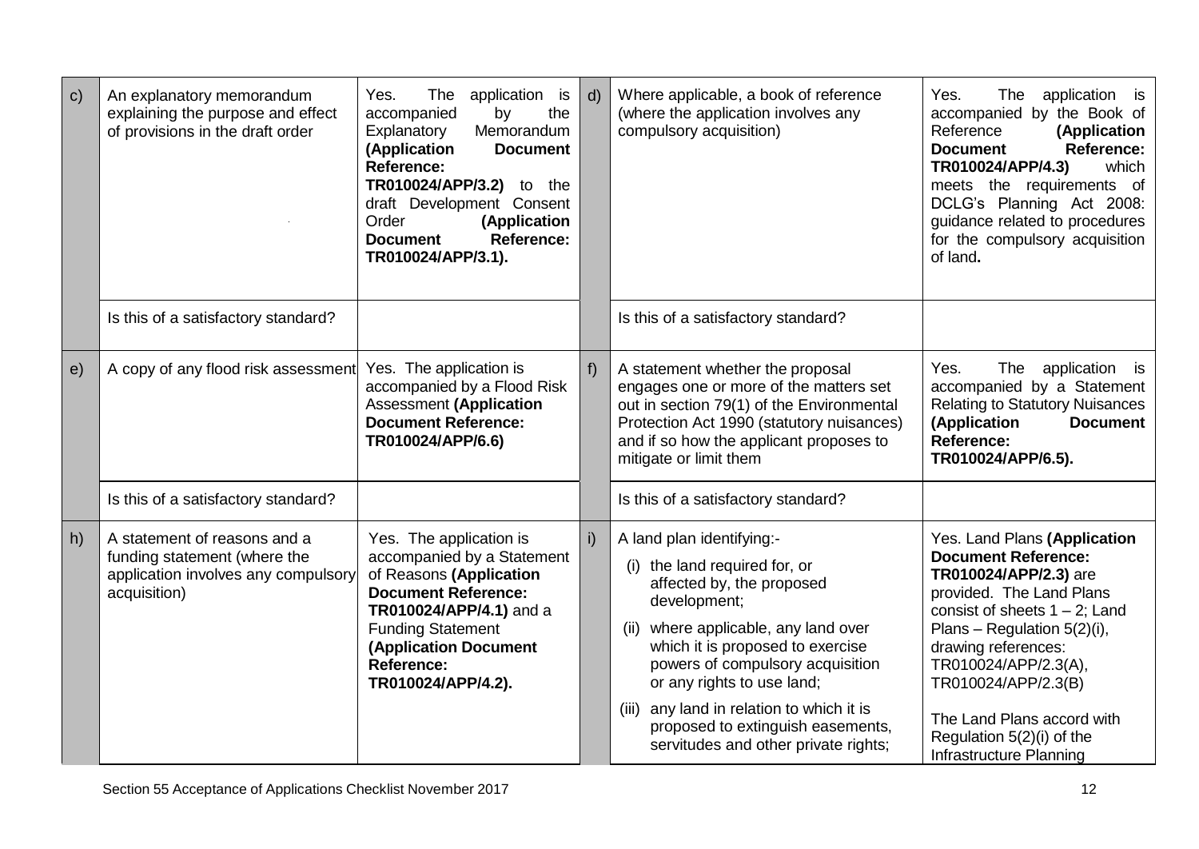| | | | | | |
|---|---|---|---|---|---|
| c) | An explanatory memorandum explaining the purpose and effect of provisions in the draft order | Yes. The application is accompanied by the Explanatory Memorandum **(Application Document Reference: TR010024/APP/3.2)** to the draft Development Consent Order **(Application Document Reference: TR010024/APP/3.1).** | d) | Where applicable, a book of reference (where the application involves any compulsory acquisition) | Yes. The application is accompanied by the Book of Reference **(Application Document Reference: TR010024/APP/4.3)** which meets the requirements of DCLG's Planning Act 2008: guidance related to procedures for the compulsory acquisition of land**.** |
| | Is this of a satisfactory standard? | | | Is this of a satisfactory standard? | |
| e) | A copy of any flood risk assessment | Yes. The application is accompanied by a Flood Risk Assessment **(Application Document Reference: TR010024/APP/6.6)** | f) | A statement whether the proposal engages one or more of the matters set out in section 79(1) of the Environmental Protection Act 1990 (statutory nuisances) and if so how the applicant proposes to mitigate or limit them | Yes. The application is accompanied by a Statement Relating to Statutory Nuisances **(Application Document Reference: TR010024/APP/6.5).** |
| | Is this of a satisfactory standard? | | | Is this of a satisfactory standard? | |
| h) | A statement of reasons and a funding statement (where the application involves any compulsory acquisition) | Yes. The application is accompanied by a Statement of Reasons **(Application Document Reference: TR010024/APP/4.1)** and a Funding Statement **(Application Document Reference: TR010024/APP/4.2).** | i) | A land plan identifying:-<br>(i) the land required for, or affected by, the proposed development;<br>(ii) where applicable, any land over which it is proposed to exercise powers of compulsory acquisition or any rights to use land;<br>(iii) any land in relation to which it is proposed to extinguish easements, servitudes and other private rights; | Yes. Land Plans **(Application Document Reference: TR010024/APP/2.3)** are provided. The Land Plans consist of sheets 1 – 2; Land Plans – Regulation 5(2)(i), drawing references: TR010024/APP/2.3(A), TR010024/APP/2.3(B)<br><br>The Land Plans accord with Regulation 5(2)(i) of the Infrastructure Planning |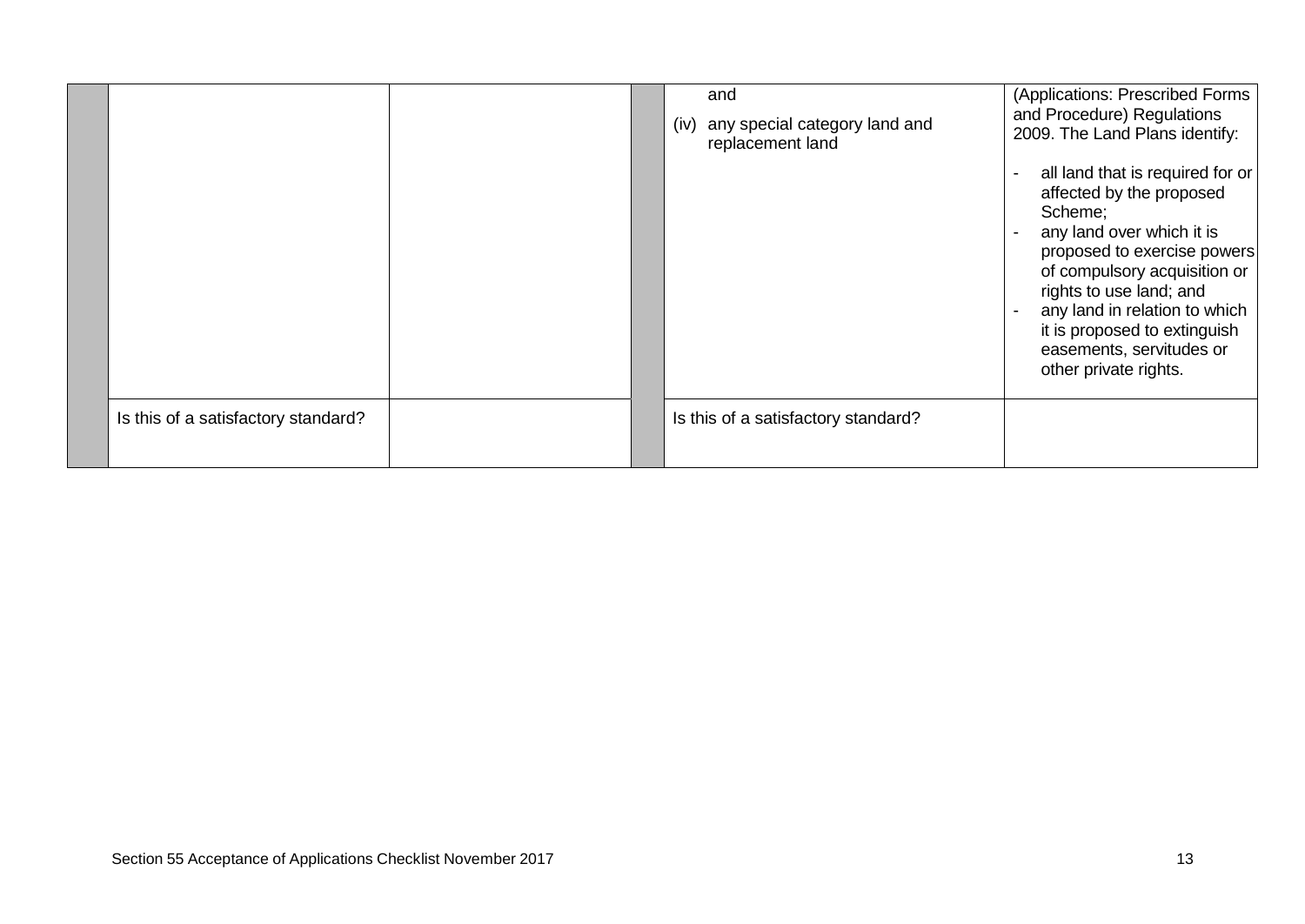| | | | | | |
|---|---|---|---|---|---|
| | | | | and<br>(iv) any special category land and replacement land | (Applications: Prescribed Forms and Procedure) Regulations 2009. The Land Plans identify:<br>- all land that is required for or affected by the proposed Scheme;<br>- any land over which it is proposed to exercise powers of compulsory acquisition or rights to use land; and<br>- any land in relation to which it is proposed to extinguish easements, servitudes or other private rights. |
| | Is this of a satisfactory standard? | | | Is this of a satisfactory standard? | |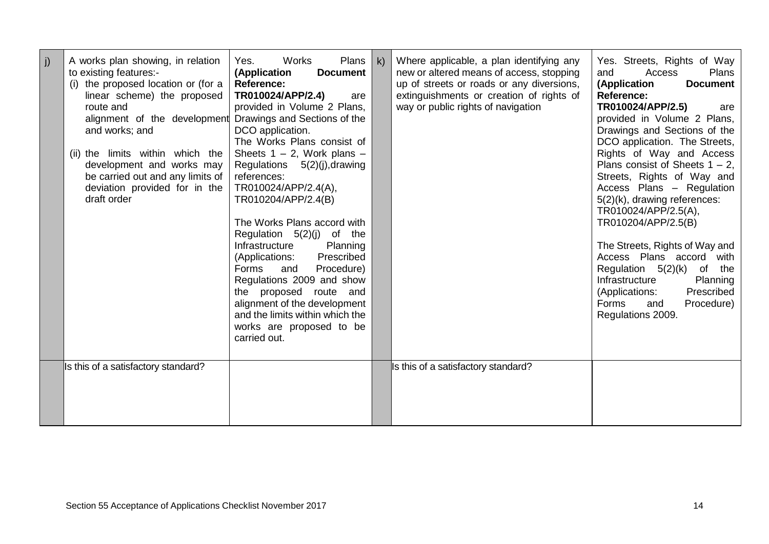| j) | A works plan showing, in relation to existing features:-<br>(i) the proposed location or (for a linear scheme) the proposed route and alignment of the development and works; and<br><br>(ii) the limits within which the development and works may be carried out and any limits of deviation provided for in the draft order | Yes. Works Plans **(Application Document Reference: TR010024/APP/2.4)** are provided in Volume 2 Plans, Drawings and Sections of the DCO application.<br>The Works Plans consist of Sheets 1 – 2, Work plans – Regulations 5(2)(j),drawing references:<br>TR010024/APP/2.4(A),<br>TR010204/APP/2.4(B)<br><br>The Works Plans accord with Regulation 5(2)(j) of the Infrastructure Planning (Applications: Prescribed Forms and Procedure) Regulations 2009 and show the proposed route and alignment of the development and the limits within which the works are proposed to be carried out. | k) | Where applicable, a plan identifying any new or altered means of access, stopping up of streets or roads or any diversions, extinguishments or creation of rights of way or public rights of navigation | Yes. Streets, Rights of Way and Access Plans **(Application Document Reference: TR010024/APP/2.5)** are provided in Volume 2 Plans, Drawings and Sections of the DCO application. The Streets, Rights of Way and Access Plans consist of Sheets 1 – 2, Streets, Rights of Way and Access Plans – Regulation 5(2)(k), drawing references:<br>TR010024/APP/2.5(A),<br>TR010204/APP/2.5(B)<br><br>The Streets, Rights of Way and Access Plans accord with Regulation 5(2)(k) of the Infrastructure Planning (Applications: Prescribed Forms and Procedure) Regulations 2009. |
|---|---|---|---|---|---|
| | Is this of a satisfactory standard? | | | Is this of a satisfactory standard? | |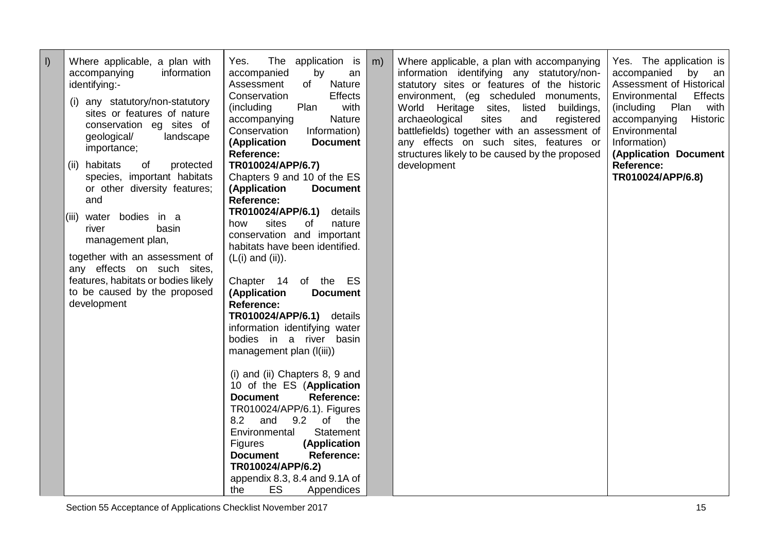| | | | | | |
|---|---|---|---|---|---|
| l) | Where applicable, a plan with accompanying information identifying:-<br>(i) any statutory/non-statutory sites or features of nature conservation eg sites of geological/ landscape importance;<br>(ii) habitats of protected species, important habitats or other diversity features; and<br>(iii) water bodies in a river basin management plan,<br>together with an assessment of any effects on such sites, features, habitats or bodies likely to be caused by the proposed development | Yes. The application is accompanied by an Assessment of Nature Conservation Effects (including Plan with accompanying Nature Conservation Information) **(Application Document Reference: TR010024/APP/6.7)** Chapters 9 and 10 of the ES **(Application Document Reference: TR010024/APP/6.1)** details how sites of nature conservation and important habitats have been identified. (L(i) and (ii)).<br><br>Chapter 14 of the ES **(Application Document Reference: TR010024/APP/6.1)** details information identifying water bodies in a river basin management plan (l(iii))<br><br>(i) and (ii) Chapters 8, 9 and 10 of the ES (**Application Document Reference:** TR010024/APP/6.1). Figures 8.2 and 9.2 of the Environmental Statement Figures **(Application Document Reference: TR010024/APP/6.2)** appendix 8.3, 8.4 and 9.1A of the ES Appendices | m) | Where applicable, a plan with accompanying information identifying any statutory/non-statutory sites or features of the historic environment, (eg scheduled monuments, World Heritage sites, listed buildings, archaeological sites and registered battlefields) together with an assessment of any effects on such sites, features or structures likely to be caused by the proposed development | Yes. The application is accompanied by an Assessment of Historical Environmental Effects (including Plan with accompanying Historic Environmental Information) **(Application Document Reference: TR010024/APP/6.8)** |

Section 55 Acceptance of Applications Checklist November 2017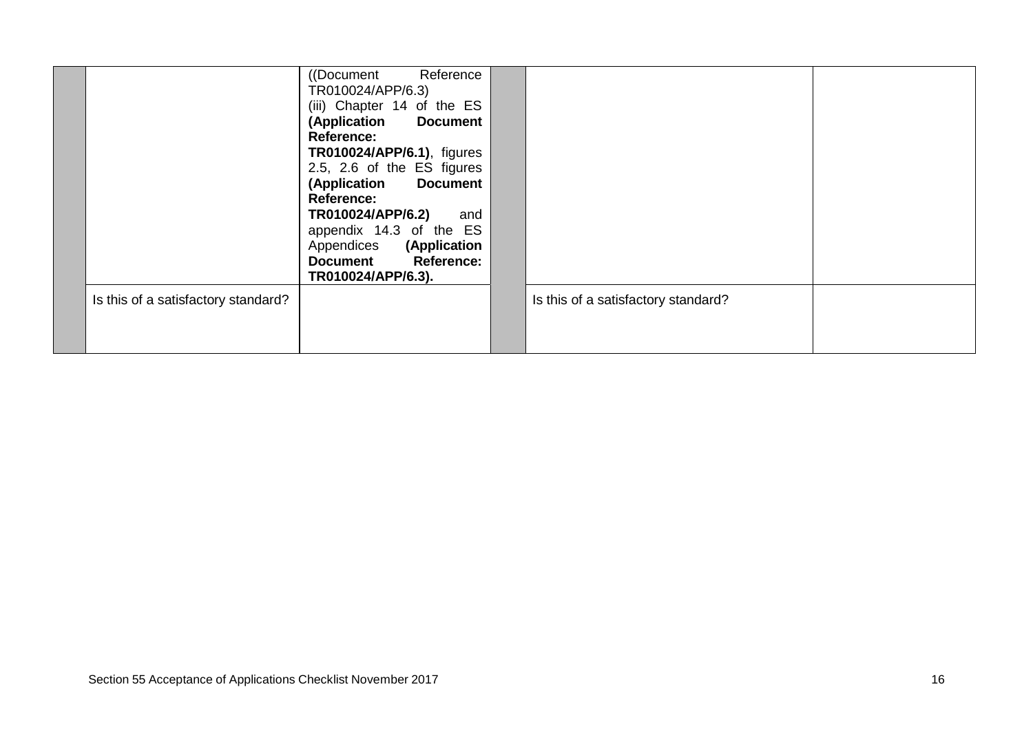| | | | | | |
|---|---|---|---|---|---|
| | | ((Document Reference TR010024/APP/6.3)<br>(iii) Chapter 14 of the ES **(Application Document Reference: TR010024/APP/6.1)**, figures 2.5, 2.6 of the ES figures **(Application Document Reference: TR010024/APP/6.2)** and appendix 14.3 of the ES Appendices **(Application Document Reference: TR010024/APP/6.3).** | | | |
| | Is this of a satisfactory standard? | | | Is this of a satisfactory standard? | |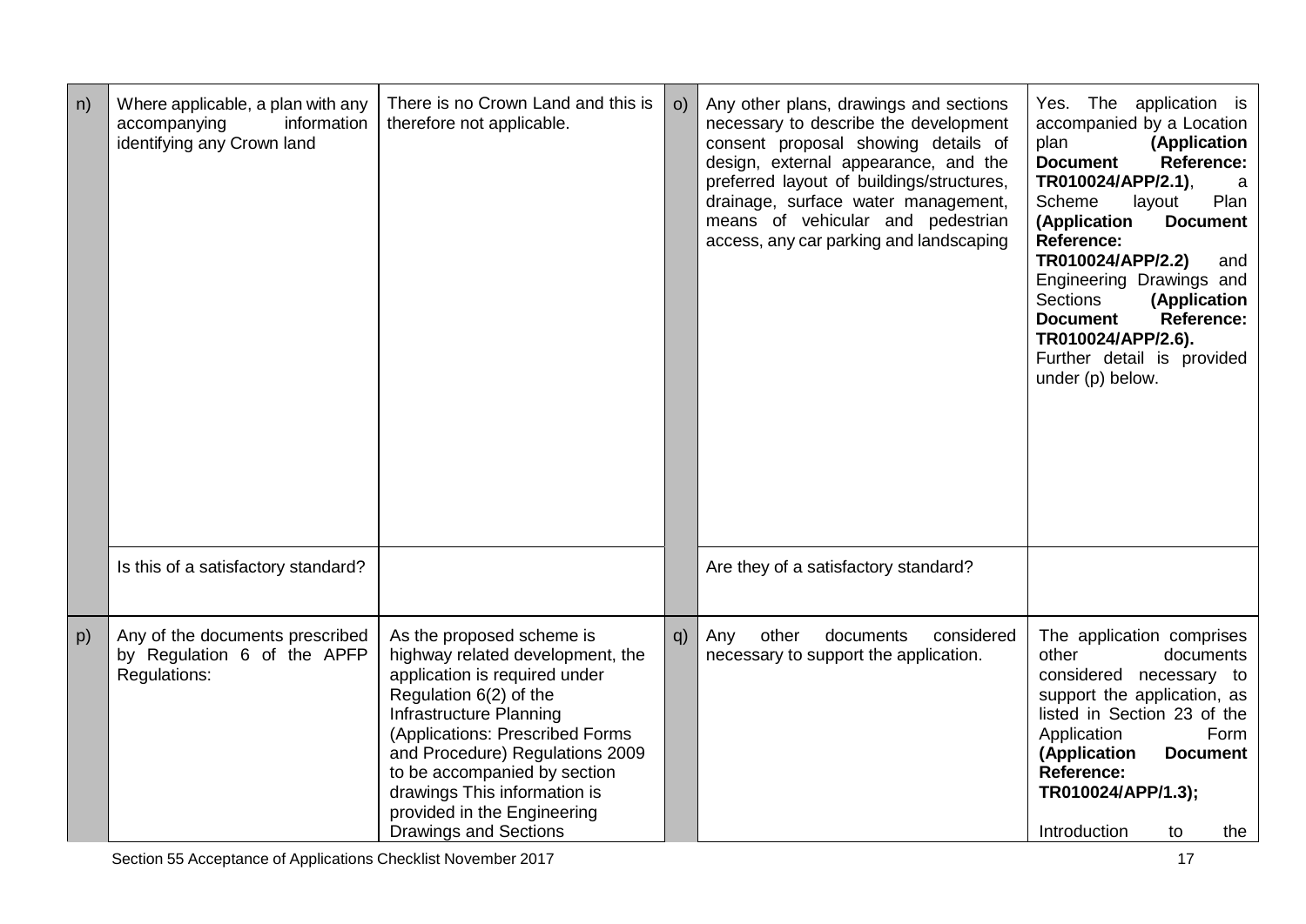| | | | | | |
|---|---|---|---|---|---|
| n) | Where applicable, a plan with any accompanying information identifying any Crown land | There is no Crown Land and this is therefore not applicable. | o) | Any other plans, drawings and sections necessary to describe the development consent proposal showing details of design, external appearance, and the preferred layout of buildings/structures, drainage, surface water management, means of vehicular and pedestrian access, any car parking and landscaping | Yes. The application is accompanied by a Location plan **(Application Document Reference: TR010024/APP/2.1)**, a Scheme layout Plan **(Application Document Reference: TR010024/APP/2.2)** and Engineering Drawings and Sections **(Application Document Reference: TR010024/APP/2.6).** Further detail is provided under (p) below. |
| | Is this of a satisfactory standard? | | | Are they of a satisfactory standard? | |
| p) | Any of the documents prescribed by Regulation 6 of the APFP Regulations: | As the proposed scheme is highway related development, the application is required under Regulation 6(2) of the Infrastructure Planning (Applications: Prescribed Forms and Procedure) Regulations 2009 to be accompanied by section drawings This information is provided in the Engineering Drawings and Sections | q) | Any other documents considered necessary to support the application. | The application comprises other documents considered necessary to support the application, as listed in Section 23 of the Application Form **(Application Document Reference: TR010024/APP/1.3);**<br><br>Introduction to the |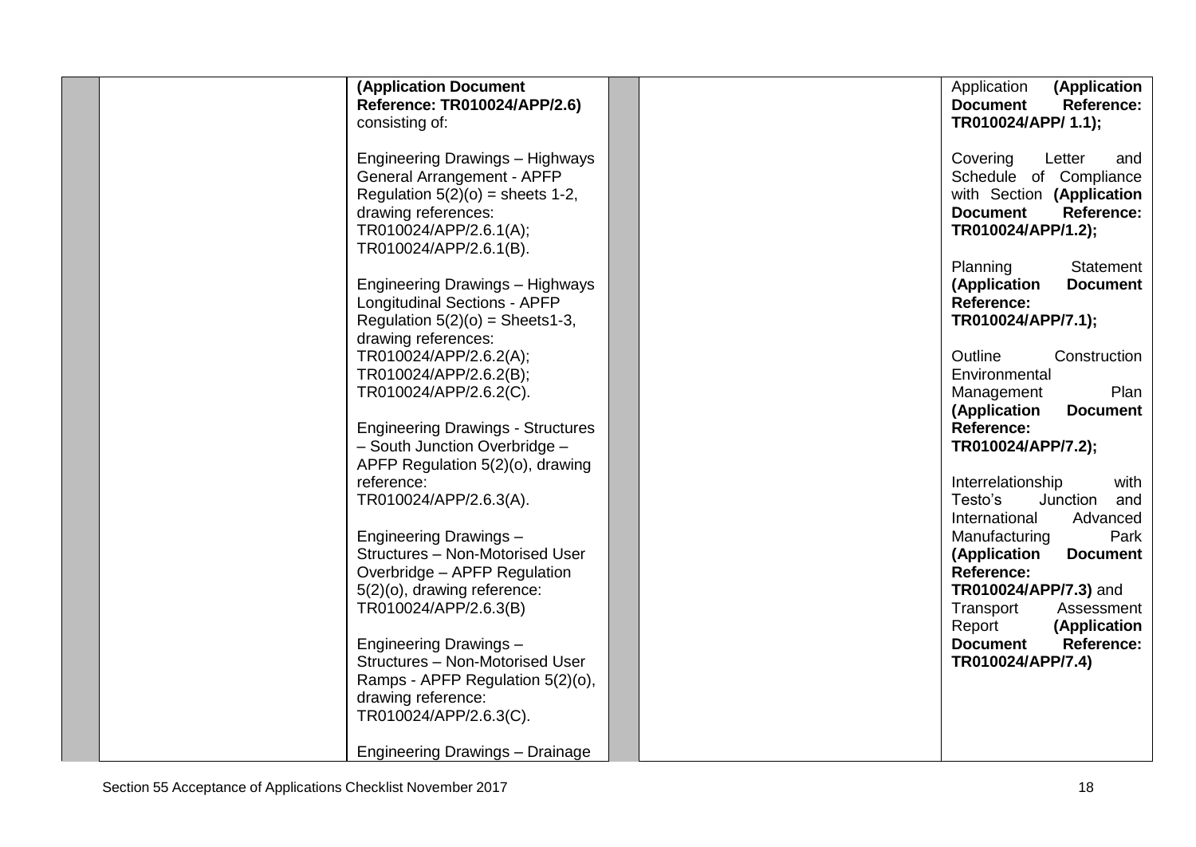| | | | | | |
|---|---|---|---|---|---|
| | | **(Application Document Reference: TR010024/APP/2.6)** consisting of:<br><br>Engineering Drawings – Highways General Arrangement - APFP Regulation 5(2)(o) = sheets 1-2, drawing references: TR010024/APP/2.6.1(A); TR010024/APP/2.6.1(B).<br><br>Engineering Drawings – Highways Longitudinal Sections - APFP Regulation 5(2)(o) = Sheets1-3, drawing references: TR010024/APP/2.6.2(A); TR010024/APP/2.6.2(B); TR010024/APP/2.6.2(C).<br><br>Engineering Drawings - Structures – South Junction Overbridge – APFP Regulation 5(2)(o), drawing reference: TR010024/APP/2.6.3(A).<br><br>Engineering Drawings – Structures – Non-Motorised User Overbridge – APFP Regulation 5(2)(o), drawing reference: TR010024/APP/2.6.3(B)<br><br>Engineering Drawings – Structures – Non-Motorised User Ramps - APFP Regulation 5(2)(o), drawing reference: TR010024/APP/2.6.3(C).<br><br>Engineering Drawings – Drainage | | | Application **(Application Document Reference: TR010024/APP/ 1.1);**<br><br>Covering Letter and Schedule of Compliance with Section **(Application Document Reference: TR010024/APP/1.2);**<br><br>Planning Statement **(Application Document Reference: TR010024/APP/7.1);**<br><br>Outline Construction Environmental Management Plan **(Application Document Reference: TR010024/APP/7.2);**<br><br>Interrelationship with Testo's Junction and International Advanced Manufacturing Park **(Application Document Reference: TR010024/APP/7.3)** and Transport Assessment Report **(Application Document Reference: TR010024/APP/7.4)** |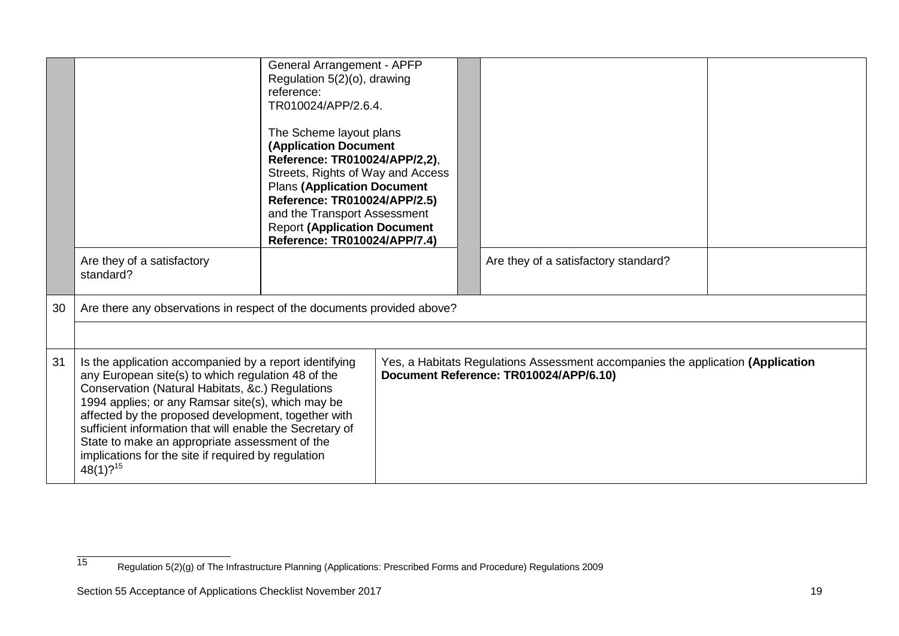| | | | | | |
|---|---|---|---|---|---|
| | | General Arrangement - APFP Regulation 5(2)(o), drawing reference: TR010024/APP/2.6.4.<br><br>The Scheme layout plans **(Application Document Reference: TR010024/APP/2,2)**, Streets, Rights of Way and Access Plans **(Application Document Reference: TR010024/APP/2.5)** and the Transport Assessment Report **(Application Document Reference: TR010024/APP/7.4)** | | | |
| | Are they of a satisfactory standard? | | | Are they of a satisfactory standard? | |

| | | |
|---|---|---|
| 30 | Are there any observations in respect of the documents provided above? | |
| | | |
| 31 | Is the application accompanied by a report identifying any European site(s) to which regulation 48 of the Conservation (Natural Habitats, &c.) Regulations 1994 applies; or any Ramsar site(s), which may be affected by the proposed development, together with sufficient information that will enable the Secretary of State to make an appropriate assessment of the implications for the site if required by regulation 48(1)?[15] | Yes, a Habitats Regulations Assessment accompanies the application **(Application Document Reference: TR010024/APP/6.10)** |

[15] Regulation 5(2)(g) of The Infrastructure Planning (Applications: Prescribed Forms and Procedure) Regulations 2009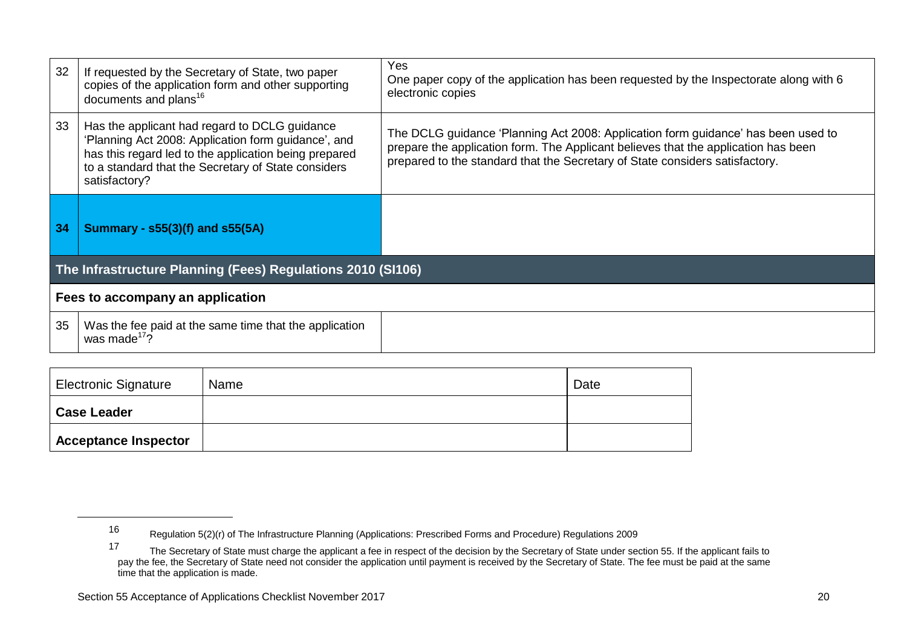| | | |
|---|---|---|
| 32 | If requested by the Secretary of State, two paper copies of the application form and other supporting documents and plans[16] | Yes<br>One paper copy of the application has been requested by the Inspectorate along with 6 electronic copies |
| 33 | Has the applicant had regard to DCLG guidance 'Planning Act 2008: Application form guidance', and has this regard led to the application being prepared to a standard that the Secretary of State considers satisfactory? | The DCLG guidance 'Planning Act 2008: Application form guidance' has been used to prepare the application form. The Applicant believes that the application has been prepared to the standard that the Secretary of State considers satisfactory. |
| **34** | **Summary - s55(3)(f) and s55(5A)** | |
| **The Infrastructure Planning (Fees) Regulations 2010 (SI106)** | | |
| **Fees to accompany an application** | | |
| 35 | Was the fee paid at the same time that the application was made[17]? | |

| Electronic Signature | Name | Date |
|---|---|---|
| **Case Leader** | | |
| **Acceptance Inspector** | | |

[16] Regulation 5(2)(r) of The Infrastructure Planning (Applications: Prescribed Forms and Procedure) Regulations 2009

[17] The Secretary of State must charge the applicant a fee in respect of the decision by the Secretary of State under section 55. If the applicant fails to pay the fee, the Secretary of State need not consider the application until payment is received by the Secretary of State. The fee must be paid at the same time that the application is made.